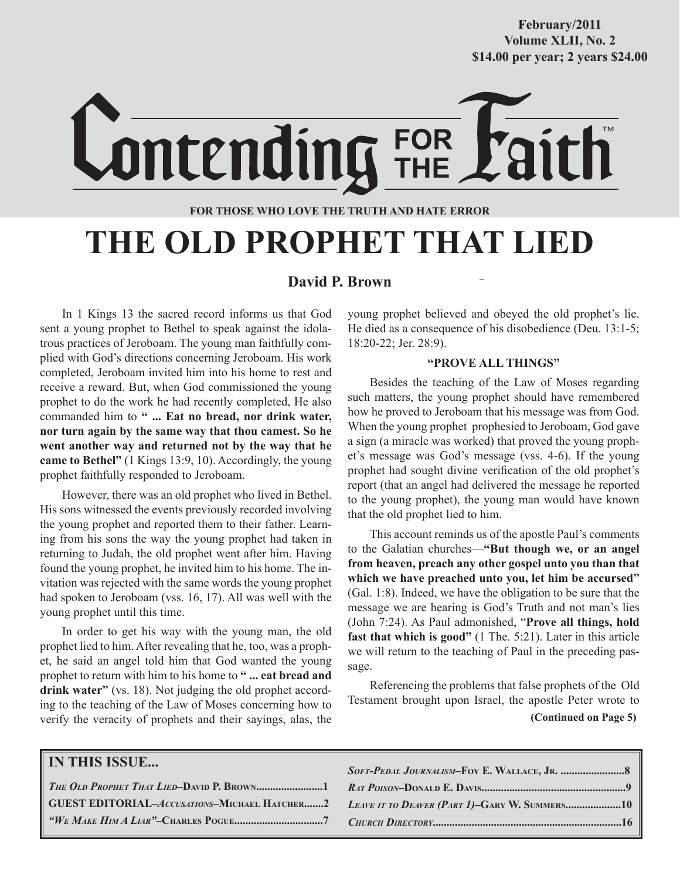February/2011
Volume XLII, No. 2
$14.00 per year; 2 years $24.00

# Contending FOR THE Faith™

**FOR THOSE WHO LOVE THE TRUTH AND HATE ERROR**

# THE OLD PROPHET THAT LIED

**David P. Brown**

In 1 Kings 13 the sacred record informs us that God sent a young prophet to Bethel to speak against the idolatrous practices of Jeroboam. The young man faithfully complied with God's directions concerning Jeroboam. His work completed, Jeroboam invited him into his home to rest and receive a reward. But, when God commissioned the young prophet to do the work he had recently completed, He also commanded him to **" ... Eat no bread, nor drink water, nor turn again by the same way that thou camest. So he went another way and returned not by the way that he came to Bethel"** (1 Kings 13:9, 10). Accordingly, the young prophet faithfully responded to Jeroboam.

However, there was an old prophet who lived in Bethel. His sons witnessed the events previously recorded involving the young prophet and reported them to their father. Learning from his sons the way the young prophet had taken in returning to Judah, the old prophet went after him. Having found the young prophet, he invited him to his home. The invitation was rejected with the same words the young prophet had spoken to Jeroboam (vss. 16, 17). All was well with the young prophet until this time.

In order to get his way with the young man, the old prophet lied to him. After revealing that he, too, was a prophet, he said an angel told him that God wanted the young prophet to return with him to his home to **" ... eat bread and drink water"** (vs. 18). Not judging the old prophet according to the teaching of the Law of Moses concerning how to verify the veracity of prophets and their sayings, alas, the young prophet believed and obeyed the old prophet's lie. He died as a consequence of his disobedience (Deu. 13:1-5; 18:20-22; Jer. 28:9).

**"PROVE ALL THINGS"**

Besides the teaching of the Law of Moses regarding such matters, the young prophet should have remembered how he proved to Jeroboam that his message was from God. When the young prophet prophesied to Jeroboam, God gave a sign (a miracle was worked) that proved the young prophet's message was God's message (vss. 4-6). If the young prophet had sought divine verification of the old prophet's report (that an angel had delivered the message he reported to the young prophet), the young man would have known that the old prophet lied to him.

This account reminds us of the apostle Paul's comments to the Galatian churches—**"But though we, or an angel from heaven, preach any other gospel unto you than that which we have preached unto you, let him be accursed"** (Gal. 1:8). Indeed, we have the obligation to be sure that the message we are hearing is God's Truth and not man's lies (John 7:24). As Paul admonished, "**Prove all things, hold fast that which is good"** (1 The. 5:21). Later in this article we will return to the teaching of Paul in the preceding passage.

Referencing the problems that false prophets of the Old Testament brought upon Israel, the apostle Peter wrote to

**(Continued on Page 5)**

**IN THIS ISSUE...**

*The Old Prophet That Lied*–David P. Brown........................1
GUEST EDITORIAL–*Accusations*–Michael Hatcher.......2
*"We Make Him A Liar"*–Charles Pogue..............................7
*Soft-Pedal Journalism*–Foy E. Wallace, Jr. ......................8
*Rat Poison*–Donald E. Davis...................................................9
*Leave it to Deaver (Part 1)*–Gary W. Summers...................10
*Church Directory*...................................................................16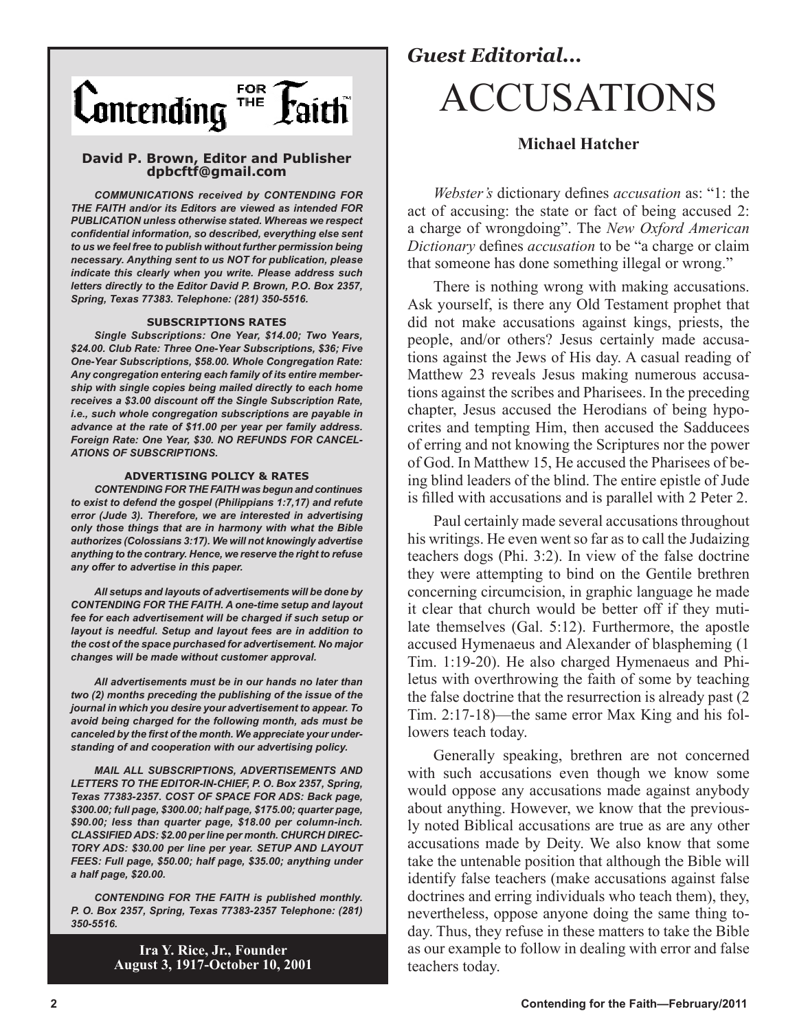# Contending FOR THE Faith™

**David P. Brown, Editor and Publisher**
**dpbcftf@gmail.com**

***COMMUNICATIONS received by CONTENDING FOR THE FAITH and/or its Editors are viewed as intended FOR PUBLICATION unless otherwise stated. Whereas we respect confidential information, so described, everything else sent to us we feel free to publish without further permission being necessary. Anything sent to us NOT for publication, please indicate this clearly when you write. Please address such letters directly to the Editor David P. Brown, P.O. Box 2357, Spring, Texas 77383. Telephone: (281) 350-5516.***

**SUBSCRIPTIONS RATES**

***Single Subscriptions: One Year, $14.00; Two Years, $24.00. Club Rate: Three One-Year Subscriptions, $36; Five One-Year Subscriptions, $58.00. Whole Congregation Rate: Any congregation entering each family of its entire membership with single copies being mailed directly to each home receives a $3.00 discount off the Single Subscription Rate, i.e., such whole congregation subscriptions are payable in advance at the rate of $11.00 per year per family address. Foreign Rate: One Year, $30. NO REFUNDS FOR CANCELATIONS OF SUBSCRIPTIONS.***

**ADVERTISING POLICY & RATES**

***CONTENDING FOR THE FAITH was begun and continues to exist to defend the gospel (Philippians 1:7,17) and refute error (Jude 3). Therefore, we are interested in advertising only those things that are in harmony with what the Bible authorizes (Colossians 3:17). We will not knowingly advertise anything to the contrary. Hence, we reserve the right to refuse any offer to advertise in this paper.***

***All setups and layouts of advertisements will be done by CONTENDING FOR THE FAITH. A one-time setup and layout fee for each advertisement will be charged if such setup or layout is needful. Setup and layout fees are in addition to the cost of the space purchased for advertisement. No major changes will be made without customer approval.***

***All advertisements must be in our hands no later than two (2) months preceding the publishing of the issue of the journal in which you desire your advertisement to appear. To avoid being charged for the following month, ads must be canceled by the first of the month. We appreciate your understanding of and cooperation with our advertising policy.***

***MAIL ALL SUBSCRIPTIONS, ADVERTISEMENTS AND LETTERS TO THE EDITOR-IN-CHIEF, P. O. Box 2357, Spring, Texas 77383-2357. COST OF SPACE FOR ADS: Back page, $300.00; full page, $300.00; half page, $175.00; quarter page, $90.00; less than quarter page, $18.00 per column-inch. CLASSIFIED ADS: $2.00 per line per month. CHURCH DIRECTORY ADS: $30.00 per line per year. SETUP AND LAYOUT FEES: Full page, $50.00; half page, $35.00; anything under a half page, $20.00.***

***CONTENDING FOR THE FAITH is published monthly. P. O. Box 2357, Spring, Texas 77383-2357 Telephone: (281) 350-5516.***

**Ira Y. Rice, Jr., Founder**
**August 3, 1917-October 10, 2001**

***Guest Editorial...***

# ACCUSATIONS

**Michael Hatcher**

*Webster's* dictionary defines *accusation* as: "1: the act of accusing: the state or fact of being accused 2: a charge of wrongdoing". The *New Oxford American Dictionary* defines *accusation* to be "a charge or claim that someone has done something illegal or wrong."

There is nothing wrong with making accusations. Ask yourself, is there any Old Testament prophet that did not make accusations against kings, priests, the people, and/or others? Jesus certainly made accusations against the Jews of His day. A casual reading of Matthew 23 reveals Jesus making numerous accusations against the scribes and Pharisees. In the preceding chapter, Jesus accused the Herodians of being hypocrites and tempting Him, then accused the Sadducees of erring and not knowing the Scriptures nor the power of God. In Matthew 15, He accused the Pharisees of being blind leaders of the blind. The entire epistle of Jude is filled with accusations and is parallel with 2 Peter 2.

Paul certainly made several accusations throughout his writings. He even went so far as to call the Judaizing teachers dogs (Phi. 3:2). In view of the false doctrine they were attempting to bind on the Gentile brethren concerning circumcision, in graphic language he made it clear that church would be better off if they mutilate themselves (Gal. 5:12). Furthermore, the apostle accused Hymenaeus and Alexander of blaspheming (1 Tim. 1:19-20). He also charged Hymenaeus and Philetus with overthrowing the faith of some by teaching the false doctrine that the resurrection is already past (2 Tim. 2:17-18)—the same error Max King and his followers teach today.

Generally speaking, brethren are not concerned with such accusations even though we know some would oppose any accusations made against anybody about anything. However, we know that the previously noted Biblical accusations are true as are any other accusations made by Deity. We also know that some take the untenable position that although the Bible will identify false teachers (make accusations against false doctrines and erring individuals who teach them), they, nevertheless, oppose anyone doing the same thing today. Thus, they refuse in these matters to take the Bible as our example to follow in dealing with error and false teachers today.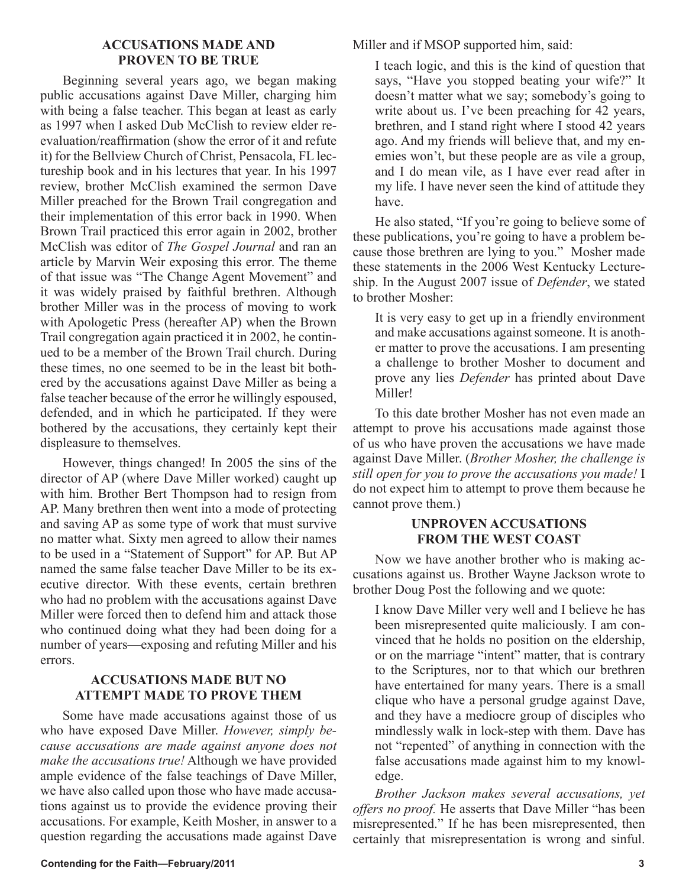### ACCUSATIONS MADE AND PROVEN TO BE TRUE

Beginning several years ago, we began making public accusations against Dave Miller, charging him with being a false teacher. This began at least as early as 1997 when I asked Dub McClish to review elder re-evaluation/reaffirmation (show the error of it and refute it) for the Bellview Church of Christ, Pensacola, FL lectureship book and in his lectures that year. In his 1997 review, brother McClish examined the sermon Dave Miller preached for the Brown Trail congregation and their implementation of this error back in 1990. When Brown Trail practiced this error again in 2002, brother McClish was editor of *The Gospel Journal* and ran an article by Marvin Weir exposing this error. The theme of that issue was "The Change Agent Movement" and it was widely praised by faithful brethren. Although brother Miller was in the process of moving to work with Apologetic Press (hereafter AP) when the Brown Trail congregation again practiced it in 2002, he continued to be a member of the Brown Trail church. During these times, no one seemed to be in the least bit bothered by the accusations against Dave Miller as being a false teacher because of the error he willingly espoused, defended, and in which he participated. If they were bothered by the accusations, they certainly kept their displeasure to themselves.

However, things changed! In 2005 the sins of the director of AP (where Dave Miller worked) caught up with him. Brother Bert Thompson had to resign from AP. Many brethren then went into a mode of protecting and saving AP as some type of work that must survive no matter what. Sixty men agreed to allow their names to be used in a "Statement of Support" for AP. But AP named the same false teacher Dave Miller to be its executive director. With these events, certain brethren who had no problem with the accusations against Dave Miller were forced then to defend him and attack those who continued doing what they had been doing for a number of years—exposing and refuting Miller and his errors.

### ACCUSATIONS MADE BUT NO ATTEMPT MADE TO PROVE THEM

Some have made accusations against those of us who have exposed Dave Miller. *However, simply because accusations are made against anyone does not make the accusations true!* Although we have provided ample evidence of the false teachings of Dave Miller, we have also called upon those who have made accusations against us to provide the evidence proving their accusations. For example, Keith Mosher, in answer to a question regarding the accusations made against Dave Miller and if MSOP supported him, said:

> I teach logic, and this is the kind of question that says, "Have you stopped beating your wife?" It doesn't matter what we say; somebody's going to write about us. I've been preaching for 42 years, brethren, and I stand right where I stood 42 years ago. And my friends will believe that, and my enemies won't, but these people are as vile a group, and I do mean vile, as I have ever read after in my life. I have never seen the kind of attitude they have.

He also stated, "If you're going to believe some of these publications, you're going to have a problem because those brethren are lying to you." Mosher made these statements in the 2006 West Kentucky Lectureship. In the August 2007 issue of *Defender*, we stated to brother Mosher:

> It is very easy to get up in a friendly environment and make accusations against someone. It is another matter to prove the accusations. I am presenting a challenge to brother Mosher to document and prove any lies *Defender* has printed about Dave Miller!

To this date brother Mosher has not even made an attempt to prove his accusations made against those of us who have proven the accusations we have made against Dave Miller. (*Brother Mosher, the challenge is still open for you to prove the accusations you made!* I do not expect him to attempt to prove them because he cannot prove them.)

### UNPROVEN ACCUSATIONS FROM THE WEST COAST

Now we have another brother who is making accusations against us. Brother Wayne Jackson wrote to brother Doug Post the following and we quote:

> I know Dave Miller very well and I believe he has been misrepresented quite maliciously. I am convinced that he holds no position on the eldership, or on the marriage "intent" matter, that is contrary to the Scriptures, nor to that which our brethren have entertained for many years. There is a small clique who have a personal grudge against Dave, and they have a mediocre group of disciples who mindlessly walk in lock-step with them. Dave has not "repented" of anything in connection with the false accusations made against him to my knowledge.

*Brother Jackson makes several accusations, yet offers no proof.* He asserts that Dave Miller "has been misrepresented." If he has been misrepresented, then certainly that misrepresentation is wrong and sinful.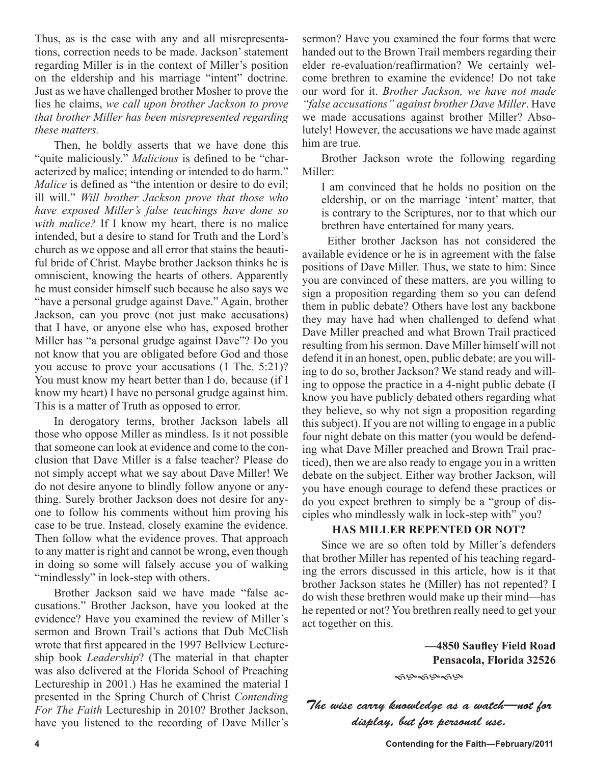Thus, as is the case with any and all misrepresentations, correction needs to be made. Jackson' statement regarding Miller is in the context of Miller's position on the eldership and his marriage "intent" doctrine. Just as we have challenged brother Mosher to prove the lies he claims, *we call upon brother Jackson to prove that brother Miller has been misrepresented regarding these matters.*

Then, he boldly asserts that we have done this "quite maliciously." *Malicious* is defined to be "characterized by malice; intending or intended to do harm." *Malice* is defined as "the intention or desire to do evil; ill will." *Will brother Jackson prove that those who have exposed Miller's false teachings have done so with malice?* If I know my heart, there is no malice intended, but a desire to stand for Truth and the Lord's church as we oppose and all error that stains the beautiful bride of Christ. Maybe brother Jackson thinks he is omniscient, knowing the hearts of others. Apparently he must consider himself such because he also says we "have a personal grudge against Dave." Again, brother Jackson, can you prove (not just make accusations) that I have, or anyone else who has, exposed brother Miller has "a personal grudge against Dave"? Do you not know that you are obligated before God and those you accuse to prove your accusations (1 The. 5:21)? You must know my heart better than I do, because (if I know my heart) I have no personal grudge against him. This is a matter of Truth as opposed to error.

In derogatory terms, brother Jackson labels all those who oppose Miller as mindless. Is it not possible that someone can look at evidence and come to the conclusion that Dave Miller is a false teacher? Please do not simply accept what we say about Dave Miller! We do not desire anyone to blindly follow anyone or anything. Surely brother Jackson does not desire for anyone to follow his comments without him proving his case to be true. Instead, closely examine the evidence. Then follow what the evidence proves. That approach to any matter is right and cannot be wrong, even though in doing so some will falsely accuse you of walking "mindlessly" in lock-step with others.

Brother Jackson said we have made "false accusations." Brother Jackson, have you looked at the evidence? Have you examined the review of Miller's sermon and Brown Trail's actions that Dub McClish wrote that first appeared in the 1997 Bellview Lectureship book *Leadership*? (The material in that chapter was also delivered at the Florida School of Preaching Lectureship in 2001.) Has he examined the material I presented in the Spring Church of Christ *Contending For The Faith* Lectureship in 2010? Brother Jackson, have you listened to the recording of Dave Miller's sermon? Have you examined the four forms that were handed out to the Brown Trail members regarding their elder re-evaluation/reaffirmation? We certainly welcome brethren to examine the evidence! Do not take our word for it. *Brother Jackson, we have not made "false accusations" against brother Dave Miller*. Have we made accusations against brother Miller? Absolutely! However, the accusations we have made against him are true.

Brother Jackson wrote the following regarding Miller:

> I am convinced that he holds no position on the eldership, or on the marriage 'intent' matter, that is contrary to the Scriptures, nor to that which our brethren have entertained for many years.

Either brother Jackson has not considered the available evidence or he is in agreement with the false positions of Dave Miller. Thus, we state to him: Since you are convinced of these matters, are you willing to sign a proposition regarding them so you can defend them in public debate? Others have lost any backbone they may have had when challenged to defend what Dave Miller preached and what Brown Trail practiced resulting from his sermon. Dave Miller himself will not defend it in an honest, open, public debate; are you willing to do so, brother Jackson? We stand ready and willing to oppose the practice in a 4-night public debate (I know you have publicly debated others regarding what they believe, so why not sign a proposition regarding this subject). If you are not willing to engage in a public four night debate on this matter (you would be defending what Dave Miller preached and Brown Trail practiced), then we are also ready to engage you in a written debate on the subject. Either way brother Jackson, will you have enough courage to defend these practices or do you expect brethren to simply be a "group of disciples who mindlessly walk in lock-step with" you?

**HAS MILLER REPENTED OR NOT?**

Since we are so often told by Miller's defenders that brother Miller has repented of his teaching regarding the errors discussed in this article, how is it that brother Jackson states he (Miller) has not repented? I do wish these brethren would make up their mind—has he repented or not? You brethren really need to get your act together on this.

**—4850 Saufley Field Road**
**Pensacola, Florida 32526**

*The wise carry knowledge as a watch—not for display, but for personal use.*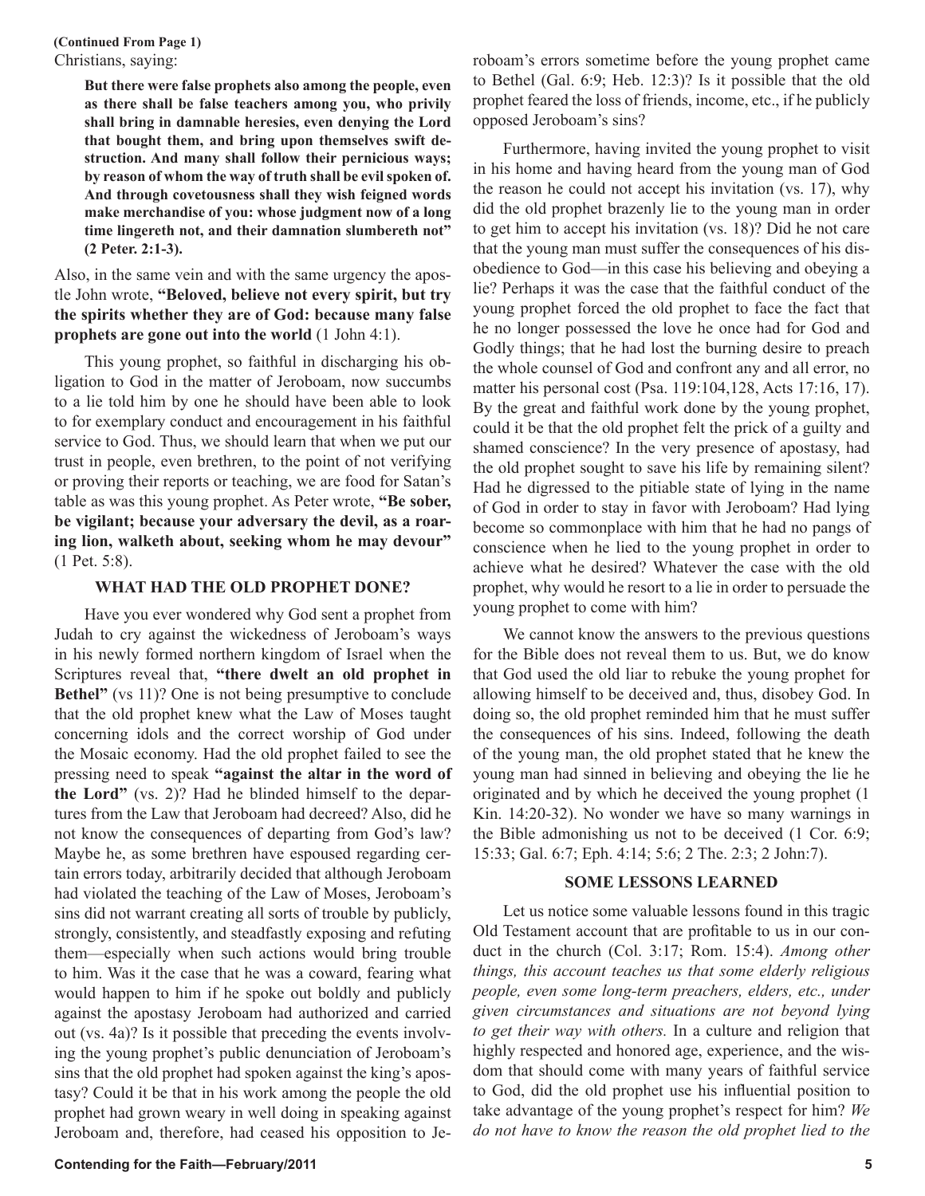**(Continued From Page 1)**

Christians, saying:

> **But there were false prophets also among the people, even as there shall be false teachers among you, who privily shall bring in damnable heresies, even denying the Lord that bought them, and bring upon themselves swift destruction. And many shall follow their pernicious ways; by reason of whom the way of truth shall be evil spoken of. And through covetousness shall they wish feigned words make merchandise of you: whose judgment now of a long time lingereth not, and their damnation slumbereth not" (2 Peter. 2:1-3).**

Also, in the same vein and with the same urgency the apostle John wrote, **"Beloved, believe not every spirit, but try the spirits whether they are of God: because many false prophets are gone out into the world** (1 John 4:1).

This young prophet, so faithful in discharging his obligation to God in the matter of Jeroboam, now succumbs to a lie told him by one he should have been able to look to for exemplary conduct and encouragement in his faithful service to God. Thus, we should learn that when we put our trust in people, even brethren, to the point of not verifying or proving their reports or teaching, we are food for Satan's table as was this young prophet. As Peter wrote, **"Be sober, be vigilant; because your adversary the devil, as a roaring lion, walketh about, seeking whom he may devour"** (1 Pet. 5:8).

### WHAT HAD THE OLD PROPHET DONE?

Have you ever wondered why God sent a prophet from Judah to cry against the wickedness of Jeroboam's ways in his newly formed northern kingdom of Israel when the Scriptures reveal that, **"there dwelt an old prophet in Bethel"** (vs 11)? One is not being presumptive to conclude that the old prophet knew what the Law of Moses taught concerning idols and the correct worship of God under the Mosaic economy. Had the old prophet failed to see the pressing need to speak **"against the altar in the word of the Lord"** (vs. 2)? Had he blinded himself to the departures from the Law that Jeroboam had decreed? Also, did he not know the consequences of departing from God's law? Maybe he, as some brethren have espoused regarding certain errors today, arbitrarily decided that although Jeroboam had violated the teaching of the Law of Moses, Jeroboam's sins did not warrant creating all sorts of trouble by publicly, strongly, consistently, and steadfastly exposing and refuting them—especially when such actions would bring trouble to him. Was it the case that he was a coward, fearing what would happen to him if he spoke out boldly and publicly against the apostasy Jeroboam had authorized and carried out (vs. 4a)? Is it possible that preceding the events involving the young prophet's public denunciation of Jeroboam's sins that the old prophet had spoken against the king's apostasy? Could it be that in his work among the people the old prophet had grown weary in well doing in speaking against Jeroboam and, therefore, had ceased his opposition to Jeroboam's errors sometime before the young prophet came to Bethel (Gal. 6:9; Heb. 12:3)? Is it possible that the old prophet feared the loss of friends, income, etc., if he publicly opposed Jeroboam's sins?

Furthermore, having invited the young prophet to visit in his home and having heard from the young man of God the reason he could not accept his invitation (vs. 17), why did the old prophet brazenly lie to the young man in order to get him to accept his invitation (vs. 18)? Did he not care that the young man must suffer the consequences of his disobedience to God—in this case his believing and obeying a lie? Perhaps it was the case that the faithful conduct of the young prophet forced the old prophet to face the fact that he no longer possessed the love he once had for God and Godly things; that he had lost the burning desire to preach the whole counsel of God and confront any and all error, no matter his personal cost (Psa. 119:104,128, Acts 17:16, 17). By the great and faithful work done by the young prophet, could it be that the old prophet felt the prick of a guilty and shamed conscience? In the very presence of apostasy, had the old prophet sought to save his life by remaining silent? Had he digressed to the pitiable state of lying in the name of God in order to stay in favor with Jeroboam? Had lying become so commonplace with him that he had no pangs of conscience when he lied to the young prophet in order to achieve what he desired? Whatever the case with the old prophet, why would he resort to a lie in order to persuade the young prophet to come with him?

We cannot know the answers to the previous questions for the Bible does not reveal them to us. But, we do know that God used the old liar to rebuke the young prophet for allowing himself to be deceived and, thus, disobey God. In doing so, the old prophet reminded him that he must suffer the consequences of his sins. Indeed, following the death of the young man, the old prophet stated that he knew the young man had sinned in believing and obeying the lie he originated and by which he deceived the young prophet (1 Kin. 14:20-32). No wonder we have so many warnings in the Bible admonishing us not to be deceived (1 Cor. 6:9; 15:33; Gal. 6:7; Eph. 4:14; 5:6; 2 The. 2:3; 2 John:7).

### SOME LESSONS LEARNED

Let us notice some valuable lessons found in this tragic Old Testament account that are profitable to us in our conduct in the church (Col. 3:17; Rom. 15:4). *Among other things, this account teaches us that some elderly religious people, even some long-term preachers, elders, etc., under given circumstances and situations are not beyond lying to get their way with others.* In a culture and religion that highly respected and honored age, experience, and the wisdom that should come with many years of faithful service to God, did the old prophet use his influential position to take advantage of the young prophet's respect for him? *We do not have to know the reason the old prophet lied to the*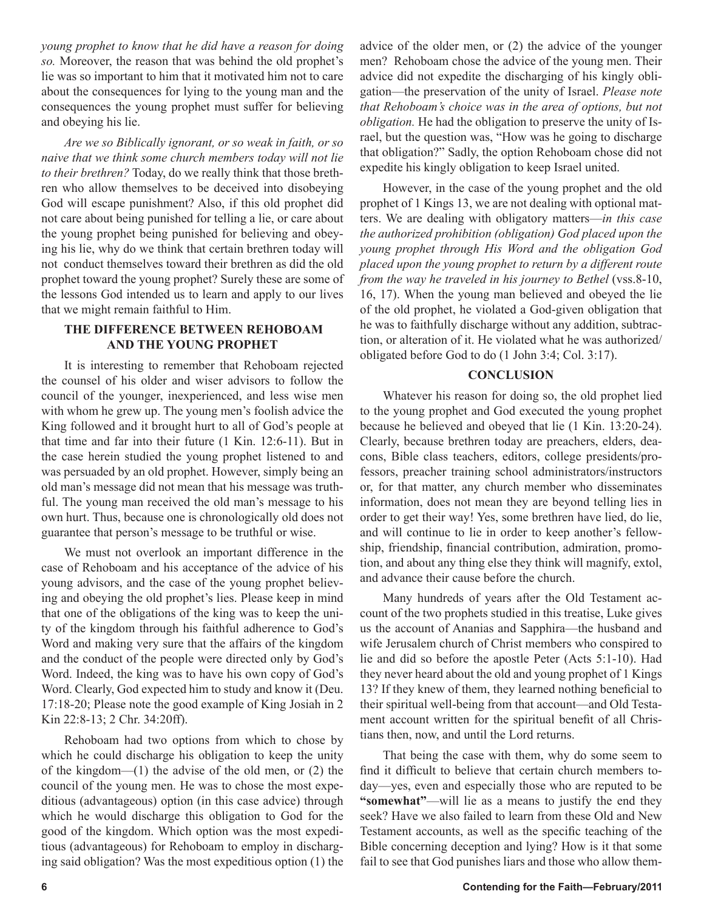*young prophet to know that he did have a reason for doing so.* Moreover, the reason that was behind the old prophet's lie was so important to him that it motivated him not to care about the consequences for lying to the young man and the consequences the young prophet must suffer for believing and obeying his lie.

*Are we so Biblically ignorant, or so weak in faith, or so naive that we think some church members today will not lie to their brethren?* Today, do we really think that those brethren who allow themselves to be deceived into disobeying God will escape punishment? Also, if this old prophet did not care about being punished for telling a lie, or care about the young prophet being punished for believing and obeying his lie, why do we think that certain brethren today will not conduct themselves toward their brethren as did the old prophet toward the young prophet? Surely these are some of the lessons God intended us to learn and apply to our lives that we might remain faithful to Him.

### THE DIFFERENCE BETWEEN REHOBOAM AND THE YOUNG PROPHET

It is interesting to remember that Rehoboam rejected the counsel of his older and wiser advisors to follow the council of the younger, inexperienced, and less wise men with whom he grew up. The young men's foolish advice the King followed and it brought hurt to all of God's people at that time and far into their future (1 Kin. 12:6-11). But in the case herein studied the young prophet listened to and was persuaded by an old prophet. However, simply being an old man's message did not mean that his message was truthful. The young man received the old man's message to his own hurt. Thus, because one is chronologically old does not guarantee that person's message to be truthful or wise.

We must not overlook an important difference in the case of Rehoboam and his acceptance of the advice of his young advisors, and the case of the young prophet believing and obeying the old prophet's lies. Please keep in mind that one of the obligations of the king was to keep the unity of the kingdom through his faithful adherence to God's Word and making very sure that the affairs of the kingdom and the conduct of the people were directed only by God's Word. Indeed, the king was to have his own copy of God's Word. Clearly, God expected him to study and know it (Deu. 17:18-20; Please note the good example of King Josiah in 2 Kin 22:8-13; 2 Chr. 34:20ff).

Rehoboam had two options from which to chose by which he could discharge his obligation to keep the unity of the kingdom—(1) the advise of the old men, or (2) the council of the young men. He was to chose the most expeditious (advantageous) option (in this case advice) through which he would discharge this obligation to God for the good of the kingdom. Which option was the most expeditious (advantageous) for Rehoboam to employ in discharging said obligation? Was the most expeditious option (1) the advice of the older men, or (2) the advice of the younger men? Rehoboam chose the advice of the young men. Their advice did not expedite the discharging of his kingly obligation—the preservation of the unity of Israel. *Please note that Rehoboam's choice was in the area of options, but not obligation.* He had the obligation to preserve the unity of Israel, but the question was, "How was he going to discharge that obligation?" Sadly, the option Rehoboam chose did not expedite his kingly obligation to keep Israel united.

However, in the case of the young prophet and the old prophet of 1 Kings 13, we are not dealing with optional matters. We are dealing with obligatory matters—*in this case the authorized prohibition (obligation) God placed upon the young prophet through His Word and the obligation God placed upon the young prophet to return by a different route from the way he traveled in his journey to Bethel* (vss.8-10, 16, 17). When the young man believed and obeyed the lie of the old prophet, he violated a God-given obligation that he was to faithfully discharge without any addition, subtraction, or alteration of it. He violated what he was authorized/obligated before God to do (1 John 3:4; Col. 3:17).

### CONCLUSION

Whatever his reason for doing so, the old prophet lied to the young prophet and God executed the young prophet because he believed and obeyed that lie (1 Kin. 13:20-24). Clearly, because brethren today are preachers, elders, deacons, Bible class teachers, editors, college presidents/professors, preacher training school administrators/instructors or, for that matter, any church member who disseminates information, does not mean they are beyond telling lies in order to get their way! Yes, some brethren have lied, do lie, and will continue to lie in order to keep another's fellowship, friendship, financial contribution, admiration, promotion, and about any thing else they think will magnify, extol, and advance their cause before the church.

Many hundreds of years after the Old Testament account of the two prophets studied in this treatise, Luke gives us the account of Ananias and Sapphira—the husband and wife Jerusalem church of Christ members who conspired to lie and did so before the apostle Peter (Acts 5:1-10). Had they never heard about the old and young prophet of 1 Kings 13? If they knew of them, they learned nothing beneficial to their spiritual well-being from that account—and Old Testament account written for the spiritual benefit of all Christians then, now, and until the Lord returns.

That being the case with them, why do some seem to find it difficult to believe that certain church members today—yes, even and especially those who are reputed to be **"somewhat"**—will lie as a means to justify the end they seek? Have we also failed to learn from these Old and New Testament accounts, as well as the specific teaching of the Bible concerning deception and lying? How is it that some fail to see that God punishes liars and those who allow them-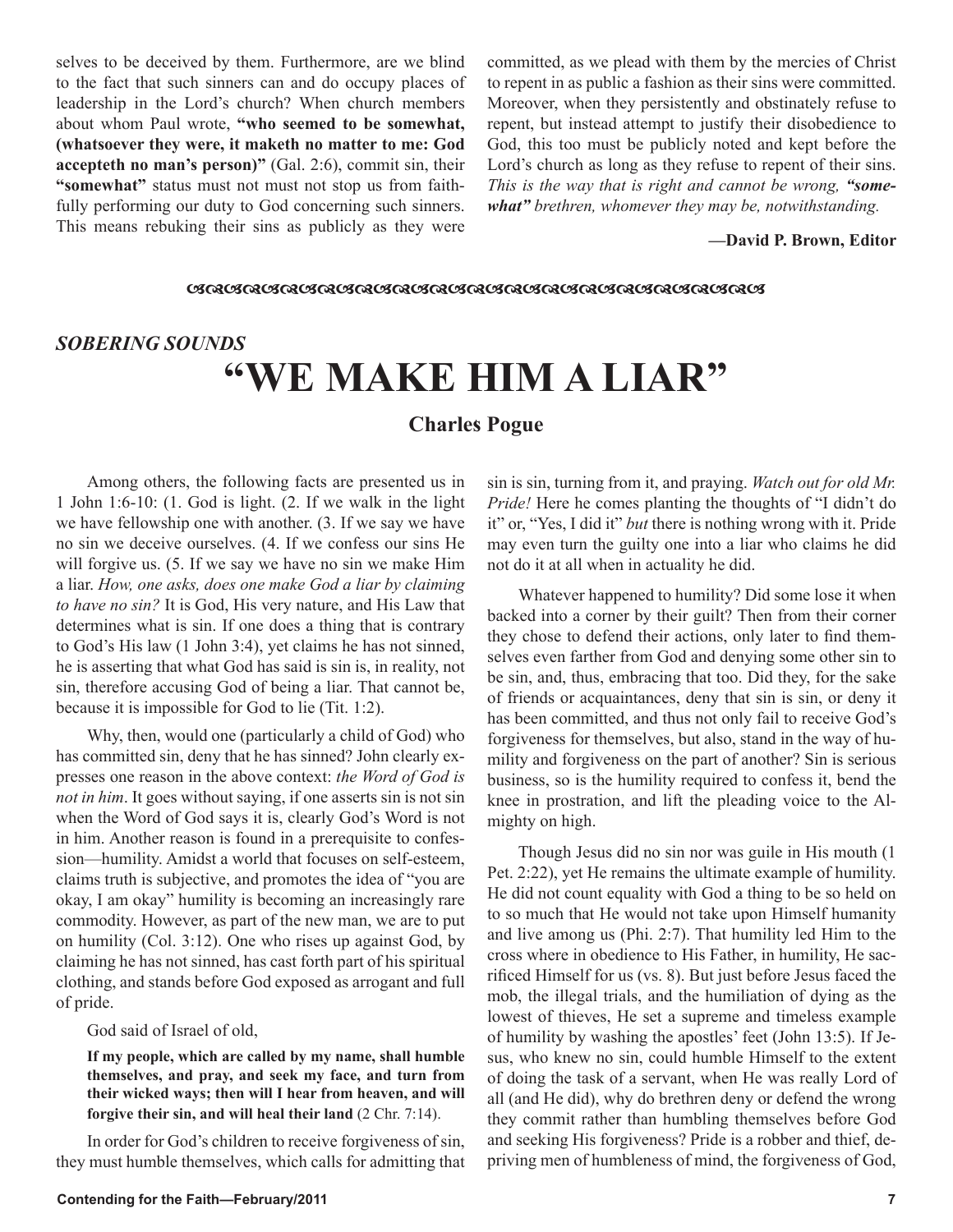selves to be deceived by them. Furthermore, are we blind to the fact that such sinners can and do occupy places of leadership in the Lord's church? When church members about whom Paul wrote, **"who seemed to be somewhat, (whatsoever they were, it maketh no matter to me: God accepteth no man's person)"** (Gal. 2:6), commit sin, their **"somewhat"** status must not must not stop us from faithfully performing our duty to God concerning such sinners. This means rebuking their sins as publicly as they were committed, as we plead with them by the mercies of Christ to repent in as public a fashion as their sins were committed. Moreover, when they persistently and obstinately refuse to repent, but instead attempt to justify their disobedience to God, this too must be publicly noted and kept before the Lord's church as long as they refuse to repent of their sins. *This is the way that is right and cannot be wrong, **"somewhat"** brethren, whomever they may be, notwithstanding.*

**—David P. Brown, Editor**

***SOBERING SOUNDS***

# "WE MAKE HIM A LIAR"

## Charles Pogue

Among others, the following facts are presented us in 1 John 1:6-10: (1. God is light. (2. If we walk in the light we have fellowship one with another. (3. If we say we have no sin we deceive ourselves. (4. If we confess our sins He will forgive us. (5. If we say we have no sin we make Him a liar. *How, one asks, does one make God a liar by claiming to have no sin?* It is God, His very nature, and His Law that determines what is sin. If one does a thing that is contrary to God's His law (1 John 3:4), yet claims he has not sinned, he is asserting that what God has said is sin is, in reality, not sin, therefore accusing God of being a liar. That cannot be, because it is impossible for God to lie (Tit. 1:2).

Why, then, would one (particularly a child of God) who has committed sin, deny that he has sinned? John clearly expresses one reason in the above context: *the Word of God is not in him*. It goes without saying, if one asserts sin is not sin when the Word of God says it is, clearly God's Word is not in him. Another reason is found in a prerequisite to confession—humility. Amidst a world that focuses on self-esteem, claims truth is subjective, and promotes the idea of "you are okay, I am okay" humility is becoming an increasingly rare commodity. However, as part of the new man, we are to put on humility (Col. 3:12). One who rises up against God, by claiming he has not sinned, has cast forth part of his spiritual clothing, and stands before God exposed as arrogant and full of pride.

God said of Israel of old,

> **If my people, which are called by my name, shall humble themselves, and pray, and seek my face, and turn from their wicked ways; then will I hear from heaven, and will forgive their sin, and will heal their land** (2 Chr. 7:14).

In order for God's children to receive forgiveness of sin, they must humble themselves, which calls for admitting that sin is sin, turning from it, and praying. *Watch out for old Mr. Pride!* Here he comes planting the thoughts of "I didn't do it" or, "Yes, I did it" *but* there is nothing wrong with it. Pride may even turn the guilty one into a liar who claims he did not do it at all when in actuality he did.

Whatever happened to humility? Did some lose it when backed into a corner by their guilt? Then from their corner they chose to defend their actions, only later to find themselves even farther from God and denying some other sin to be sin, and, thus, embracing that too. Did they, for the sake of friends or acquaintances, deny that sin is sin, or deny it has been committed, and thus not only fail to receive God's forgiveness for themselves, but also, stand in the way of humility and forgiveness on the part of another? Sin is serious business, so is the humility required to confess it, bend the knee in prostration, and lift the pleading voice to the Almighty on high.

Though Jesus did no sin nor was guile in His mouth (1 Pet. 2:22), yet He remains the ultimate example of humility. He did not count equality with God a thing to be so held on to so much that He would not take upon Himself humanity and live among us (Phi. 2:7). That humility led Him to the cross where in obedience to His Father, in humility, He sacrificed Himself for us (vs. 8). But just before Jesus faced the mob, the illegal trials, and the humiliation of dying as the lowest of thieves, He set a supreme and timeless example of humility by washing the apostles' feet (John 13:5). If Jesus, who knew no sin, could humble Himself to the extent of doing the task of a servant, when He was really Lord of all (and He did), why do brethren deny or defend the wrong they commit rather than humbling themselves before God and seeking His forgiveness? Pride is a robber and thief, depriving men of humbleness of mind, the forgiveness of God,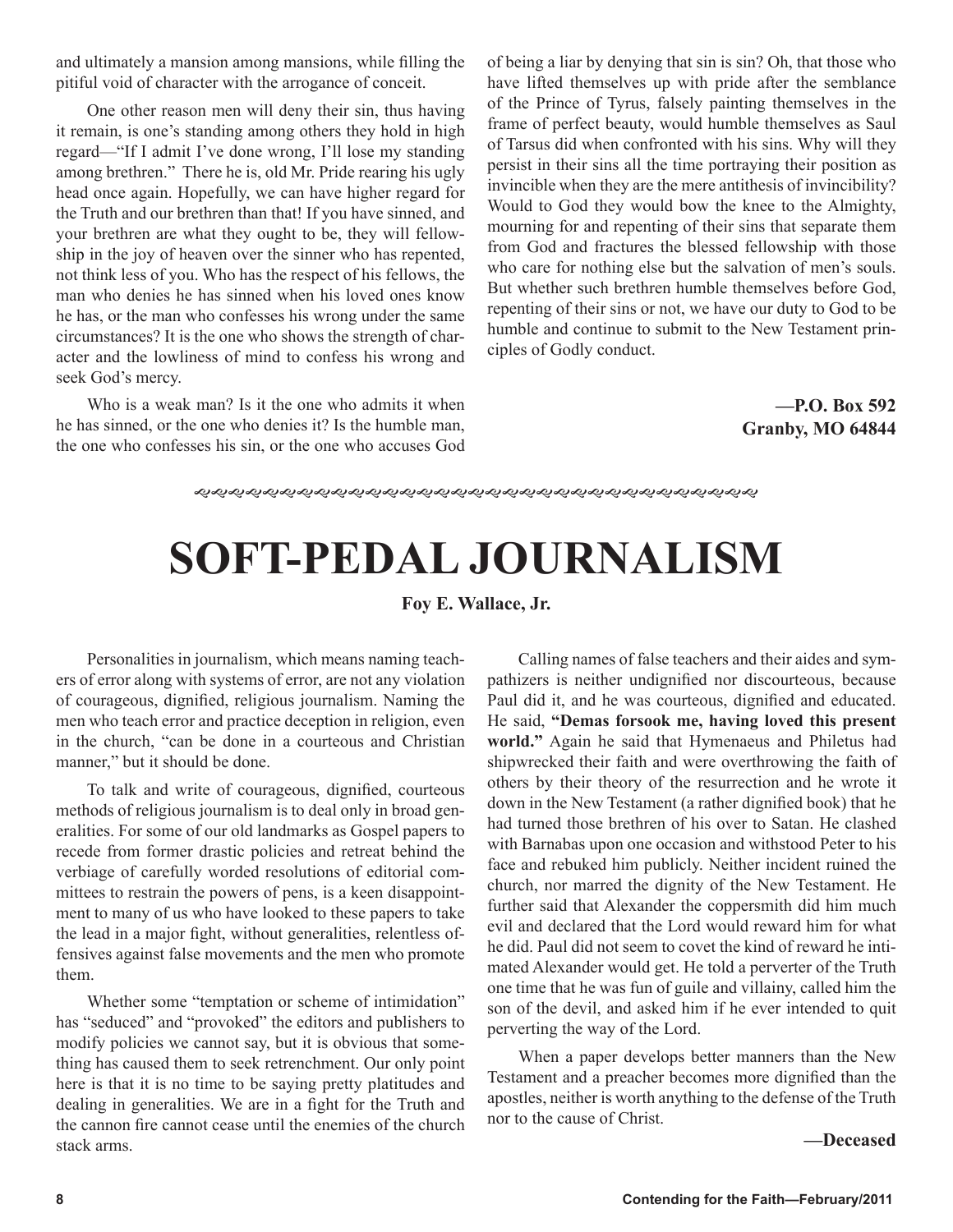and ultimately a mansion among mansions, while filling the pitiful void of character with the arrogance of conceit.

One other reason men will deny their sin, thus having it remain, is one's standing among others they hold in high regard—"If I admit I've done wrong, I'll lose my standing among brethren." There he is, old Mr. Pride rearing his ugly head once again. Hopefully, we can have higher regard for the Truth and our brethren than that! If you have sinned, and your brethren are what they ought to be, they will fellowship in the joy of heaven over the sinner who has repented, not think less of you. Who has the respect of his fellows, the man who denies he has sinned when his loved ones know he has, or the man who confesses his wrong under the same circumstances? It is the one who shows the strength of character and the lowliness of mind to confess his wrong and seek God's mercy.

Who is a weak man? Is it the one who admits it when he has sinned, or the one who denies it? Is the humble man, the one who confesses his sin, or the one who accuses God of being a liar by denying that sin is sin? Oh, that those who have lifted themselves up with pride after the semblance of the Prince of Tyrus, falsely painting themselves in the frame of perfect beauty, would humble themselves as Saul of Tarsus did when confronted with his sins. Why will they persist in their sins all the time portraying their position as invincible when they are the mere antithesis of invincibility? Would to God they would bow the knee to the Almighty, mourning for and repenting of their sins that separate them from God and fractures the blessed fellowship with those who care for nothing else but the salvation of men's souls. But whether such brethren humble themselves before God, repenting of their sins or not, we have our duty to God to be humble and continue to submit to the New Testament principles of Godly conduct.

**—P.O. Box 592**
**Granby, MO 64844**

# SOFT-PEDAL JOURNALISM

**Foy E. Wallace, Jr.**

Personalities in journalism, which means naming teachers of error along with systems of error, are not any violation of courageous, dignified, religious journalism. Naming the men who teach error and practice deception in religion, even in the church, "can be done in a courteous and Christian manner," but it should be done.

To talk and write of courageous, dignified, courteous methods of religious journalism is to deal only in broad generalities. For some of our old landmarks as Gospel papers to recede from former drastic policies and retreat behind the verbiage of carefully worded resolutions of editorial committees to restrain the powers of pens, is a keen disappointment to many of us who have looked to these papers to take the lead in a major fight, without generalities, relentless offensives against false movements and the men who promote them.

Whether some "temptation or scheme of intimidation" has "seduced" and "provoked" the editors and publishers to modify policies we cannot say, but it is obvious that something has caused them to seek retrenchment. Our only point here is that it is no time to be saying pretty platitudes and dealing in generalities. We are in a fight for the Truth and the cannon fire cannot cease until the enemies of the church stack arms.

Calling names of false teachers and their aides and sympathizers is neither undignified nor discourteous, because Paul did it, and he was courteous, dignified and educated. He said, **"Demas forsook me, having loved this present world."** Again he said that Hymenaeus and Philetus had shipwrecked their faith and were overthrowing the faith of others by their theory of the resurrection and he wrote it down in the New Testament (a rather dignified book) that he had turned those brethren of his over to Satan. He clashed with Barnabas upon one occasion and withstood Peter to his face and rebuked him publicly. Neither incident ruined the church, nor marred the dignity of the New Testament. He further said that Alexander the coppersmith did him much evil and declared that the Lord would reward him for what he did. Paul did not seem to covet the kind of reward he intimated Alexander would get. He told a perverter of the Truth one time that he was fun of guile and villainy, called him the son of the devil, and asked him if he ever intended to quit perverting the way of the Lord.

When a paper develops better manners than the New Testament and a preacher becomes more dignified than the apostles, neither is worth anything to the defense of the Truth nor to the cause of Christ.

**—Deceased**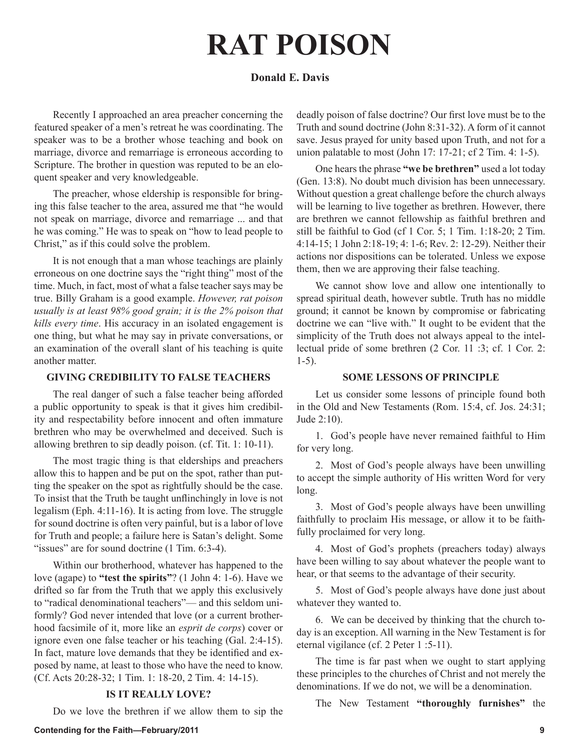# RAT POISON

**Donald E. Davis**

Recently I approached an area preacher concerning the featured speaker of a men's retreat he was coordinating. The speaker was to be a brother whose teaching and book on marriage, divorce and remarriage is erroneous according to Scripture. The brother in question was reputed to be an eloquent speaker and very knowledgeable.

The preacher, whose eldership is responsible for bringing this false teacher to the area, assured me that "he would not speak on marriage, divorce and remarriage ... and that he was coming." He was to speak on "how to lead people to Christ," as if this could solve the problem.

It is not enough that a man whose teachings are plainly erroneous on one doctrine says the "right thing" most of the time. Much, in fact, most of what a false teacher says may be true. Billy Graham is a good example. *However, rat poison usually is at least 98% good grain; it is the 2% poison that kills every time*. His accuracy in an isolated engagement is one thing, but what he may say in private conversations, or an examination of the overall slant of his teaching is quite another matter.

### GIVING CREDIBILITY TO FALSE TEACHERS

The real danger of such a false teacher being afforded a public opportunity to speak is that it gives him credibility and respectability before innocent and often immature brethren who may be overwhelmed and deceived. Such is allowing brethren to sip deadly poison. (cf. Tit. 1: 10-11).

The most tragic thing is that elderships and preachers allow this to happen and be put on the spot, rather than putting the speaker on the spot as rightfully should be the case. To insist that the Truth be taught unflinchingly in love is not legalism (Eph. 4:11-16). It is acting from love. The struggle for sound doctrine is often very painful, but is a labor of love for Truth and people; a failure here is Satan's delight. Some "issues" are for sound doctrine (1 Tim. 6:3-4).

Within our brotherhood, whatever has happened to the love (agape) to **"test the spirits"**? (1 John 4: 1-6). Have we drifted so far from the Truth that we apply this exclusively to "radical denominational teachers"— and this seldom uniformly? God never intended that love (or a current brotherhood facsimile of it, more like an *esprit de corps*) cover or ignore even one false teacher or his teaching (Gal. 2:4-15). In fact, mature love demands that they be identified and exposed by name, at least to those who have the need to know. (Cf. Acts 20:28-32; 1 Tim. 1: 18-20, 2 Tim. 4: 14-15).

### IS IT REALLY LOVE?

Do we love the brethren if we allow them to sip the deadly poison of false doctrine? Our first love must be to the Truth and sound doctrine (John 8:31-32). A form of it cannot save. Jesus prayed for unity based upon Truth, and not for a union palatable to most (John 17: 17-21; cf 2 Tim. 4: 1-5).

One hears the phrase **"we be brethren"** used a lot today (Gen. 13:8). No doubt much division has been unnecessary. Without question a great challenge before the church always will be learning to live together as brethren. However, there are brethren we cannot fellowship as faithful brethren and still be faithful to God (cf 1 Cor. 5; 1 Tim. 1:18-20; 2 Tim. 4:14-15; 1 John 2:18-19; 4: 1-6; Rev. 2: 12-29). Neither their actions nor dispositions can be tolerated. Unless we expose them, then we are approving their false teaching.

We cannot show love and allow one intentionally to spread spiritual death, however subtle. Truth has no middle ground; it cannot be known by compromise or fabricating doctrine we can "live with." It ought to be evident that the simplicity of the Truth does not always appeal to the intellectual pride of some brethren (2 Cor. 11 :3; cf. 1 Cor. 2: 1-5).

### SOME LESSONS OF PRINCIPLE

Let us consider some lessons of principle found both in the Old and New Testaments (Rom. 15:4, cf. Jos. 24:31; Jude 2:10).

1. God's people have never remained faithful to Him for very long.

2. Most of God's people always have been unwilling to accept the simple authority of His written Word for very long.

3. Most of God's people always have been unwilling faithfully to proclaim His message, or allow it to be faithfully proclaimed for very long.

4. Most of God's prophets (preachers today) always have been willing to say about whatever the people want to hear, or that seems to the advantage of their security.

5. Most of God's people always have done just about whatever they wanted to.

6. We can be deceived by thinking that the church today is an exception. All warning in the New Testament is for eternal vigilance (cf. 2 Peter 1 :5-11).

The time is far past when we ought to start applying these principles to the churches of Christ and not merely the denominations. If we do not, we will be a denomination.

The New Testament **"thoroughly furnishes"** the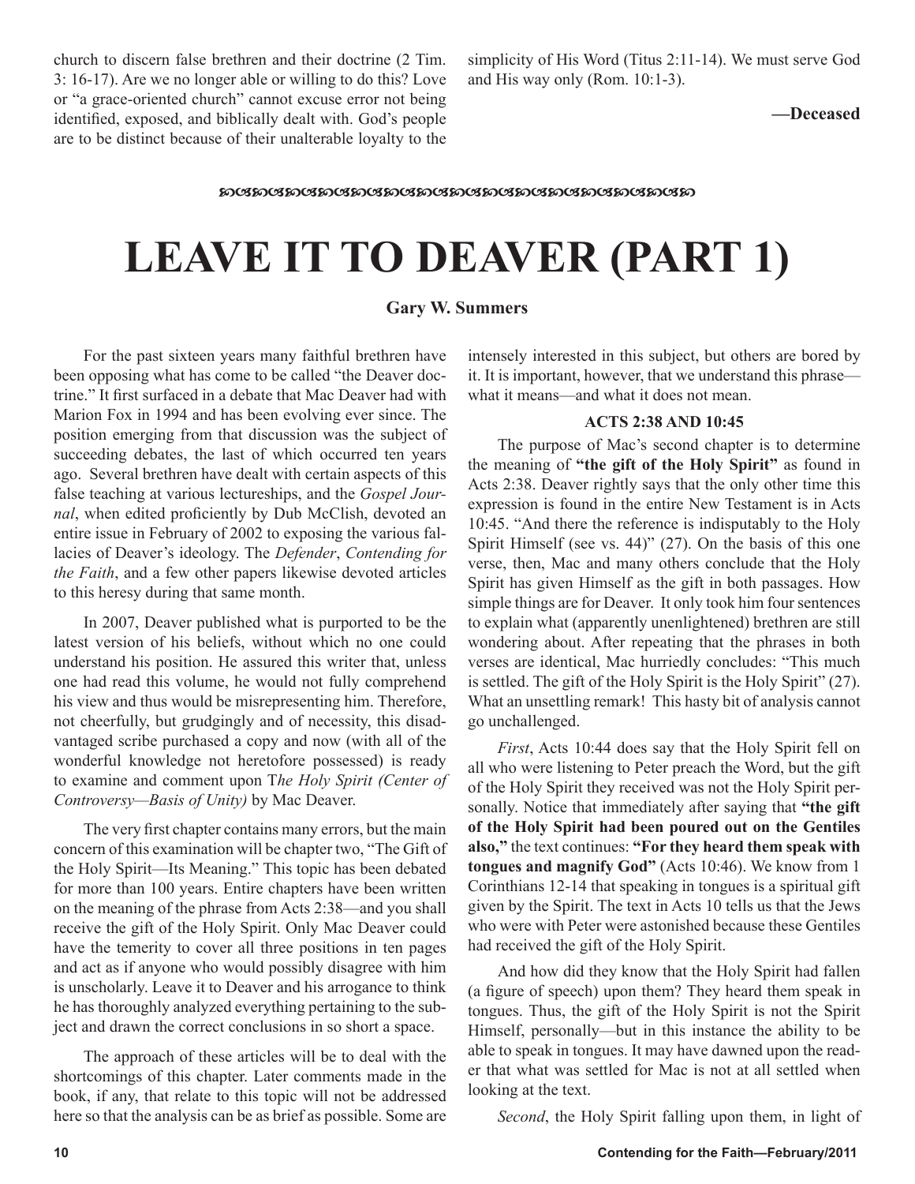church to discern false brethren and their doctrine (2 Tim. 3: 16-17). Are we no longer able or willing to do this? Love or "a grace-oriented church" cannot excuse error not being identified, exposed, and biblically dealt with. God's people are to be distinct because of their unalterable loyalty to the simplicity of His Word (Titus 2:11-14). We must serve God and His way only (Rom. 10:1-3).

**—Deceased**

# LEAVE IT TO DEAVER (PART 1)

**Gary W. Summers**

For the past sixteen years many faithful brethren have been opposing what has come to be called "the Deaver doctrine." It first surfaced in a debate that Mac Deaver had with Marion Fox in 1994 and has been evolving ever since. The position emerging from that discussion was the subject of succeeding debates, the last of which occurred ten years ago. Several brethren have dealt with certain aspects of this false teaching at various lectureships, and the *Gospel Journal*, when edited proficiently by Dub McClish, devoted an entire issue in February of 2002 to exposing the various fallacies of Deaver's ideology. The *Defender*, *Contending for the Faith*, and a few other papers likewise devoted articles to this heresy during that same month.

In 2007, Deaver published what is purported to be the latest version of his beliefs, without which no one could understand his position. He assured this writer that, unless one had read this volume, he would not fully comprehend his view and thus would be misrepresenting him. Therefore, not cheerfully, but grudgingly and of necessity, this disadvantaged scribe purchased a copy and now (with all of the wonderful knowledge not heretofore possessed) is ready to examine and comment upon T*he Holy Spirit (Center of Controversy—Basis of Unity)* by Mac Deaver.

The very first chapter contains many errors, but the main concern of this examination will be chapter two, "The Gift of the Holy Spirit—Its Meaning." This topic has been debated for more than 100 years. Entire chapters have been written on the meaning of the phrase from Acts 2:38—and you shall receive the gift of the Holy Spirit. Only Mac Deaver could have the temerity to cover all three positions in ten pages and act as if anyone who would possibly disagree with him is unscholarly. Leave it to Deaver and his arrogance to think he has thoroughly analyzed everything pertaining to the subject and drawn the correct conclusions in so short a space.

The approach of these articles will be to deal with the shortcomings of this chapter. Later comments made in the book, if any, that relate to this topic will not be addressed here so that the analysis can be as brief as possible. Some are intensely interested in this subject, but others are bored by it. It is important, however, that we understand this phrase—what it means—and what it does not mean.

### ACTS 2:38 AND 10:45

The purpose of Mac's second chapter is to determine the meaning of **"the gift of the Holy Spirit"** as found in Acts 2:38. Deaver rightly says that the only other time this expression is found in the entire New Testament is in Acts 10:45. "And there the reference is indisputably to the Holy Spirit Himself (see vs. 44)" (27). On the basis of this one verse, then, Mac and many others conclude that the Holy Spirit has given Himself as the gift in both passages. How simple things are for Deaver. It only took him four sentences to explain what (apparently unenlightened) brethren are still wondering about. After repeating that the phrases in both verses are identical, Mac hurriedly concludes: "This much is settled. The gift of the Holy Spirit is the Holy Spirit" (27). What an unsettling remark! This hasty bit of analysis cannot go unchallenged.

*First*, Acts 10:44 does say that the Holy Spirit fell on all who were listening to Peter preach the Word, but the gift of the Holy Spirit they received was not the Holy Spirit personally. Notice that immediately after saying that **"the gift of the Holy Spirit had been poured out on the Gentiles also,"** the text continues: **"For they heard them speak with tongues and magnify God"** (Acts 10:46). We know from 1 Corinthians 12-14 that speaking in tongues is a spiritual gift given by the Spirit. The text in Acts 10 tells us that the Jews who were with Peter were astonished because these Gentiles had received the gift of the Holy Spirit.

And how did they know that the Holy Spirit had fallen (a figure of speech) upon them? They heard them speak in tongues. Thus, the gift of the Holy Spirit is not the Spirit Himself, personally—but in this instance the ability to be able to speak in tongues. It may have dawned upon the reader that what was settled for Mac is not at all settled when looking at the text.

*Second*, the Holy Spirit falling upon them, in light of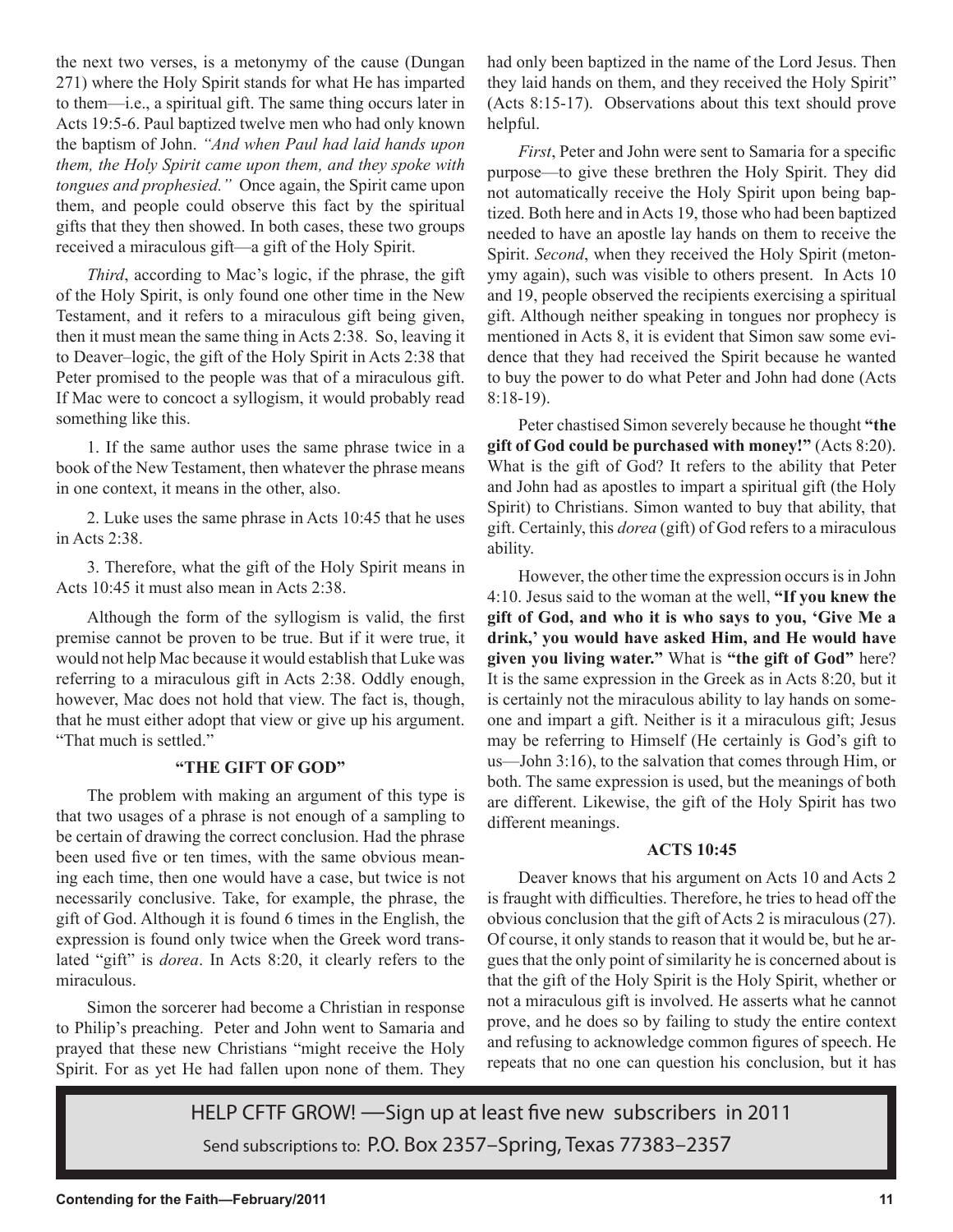the next two verses, is a metonymy of the cause (Dungan 271) where the Holy Spirit stands for what He has imparted to them—i.e., a spiritual gift. The same thing occurs later in Acts 19:5-6. Paul baptized twelve men who had only known the baptism of John. *"And when Paul had laid hands upon them, the Holy Spirit came upon them, and they spoke with tongues and prophesied."* Once again, the Spirit came upon them, and people could observe this fact by the spiritual gifts that they then showed. In both cases, these two groups received a miraculous gift—a gift of the Holy Spirit.

*Third*, according to Mac's logic, if the phrase, the gift of the Holy Spirit, is only found one other time in the New Testament, and it refers to a miraculous gift being given, then it must mean the same thing in Acts 2:38. So, leaving it to Deaver–logic, the gift of the Holy Spirit in Acts 2:38 that Peter promised to the people was that of a miraculous gift. If Mac were to concoct a syllogism, it would probably read something like this.

1. If the same author uses the same phrase twice in a book of the New Testament, then whatever the phrase means in one context, it means in the other, also.

2. Luke uses the same phrase in Acts 10:45 that he uses in Acts 2:38.

3. Therefore, what the gift of the Holy Spirit means in Acts 10:45 it must also mean in Acts 2:38.

Although the form of the syllogism is valid, the first premise cannot be proven to be true. But if it were true, it would not help Mac because it would establish that Luke was referring to a miraculous gift in Acts 2:38. Oddly enough, however, Mac does not hold that view. The fact is, though, that he must either adopt that view or give up his argument. "That much is settled."

### "THE GIFT OF GOD"

The problem with making an argument of this type is that two usages of a phrase is not enough of a sampling to be certain of drawing the correct conclusion. Had the phrase been used five or ten times, with the same obvious meaning each time, then one would have a case, but twice is not necessarily conclusive. Take, for example, the phrase, the gift of God. Although it is found 6 times in the English, the expression is found only twice when the Greek word translated "gift" is *dorea*. In Acts 8:20, it clearly refers to the miraculous.

Simon the sorcerer had become a Christian in response to Philip's preaching. Peter and John went to Samaria and prayed that these new Christians "might receive the Holy Spirit. For as yet He had fallen upon none of them. They had only been baptized in the name of the Lord Jesus. Then they laid hands on them, and they received the Holy Spirit" (Acts 8:15-17). Observations about this text should prove helpful.

*First*, Peter and John were sent to Samaria for a specific purpose—to give these brethren the Holy Spirit. They did not automatically receive the Holy Spirit upon being baptized. Both here and in Acts 19, those who had been baptized needed to have an apostle lay hands on them to receive the Spirit. *Second*, when they received the Holy Spirit (metonymy again), such was visible to others present. In Acts 10 and 19, people observed the recipients exercising a spiritual gift. Although neither speaking in tongues nor prophecy is mentioned in Acts 8, it is evident that Simon saw some evidence that they had received the Spirit because he wanted to buy the power to do what Peter and John had done (Acts 8:18-19).

Peter chastised Simon severely because he thought **"the gift of God could be purchased with money!"** (Acts 8:20). What is the gift of God? It refers to the ability that Peter and John had as apostles to impart a spiritual gift (the Holy Spirit) to Christians. Simon wanted to buy that ability, that gift. Certainly, this *dorea* (gift) of God refers to a miraculous ability.

However, the other time the expression occurs is in John 4:10. Jesus said to the woman at the well, **"If you knew the gift of God, and who it is who says to you, 'Give Me a drink,' you would have asked Him, and He would have given you living water."** What is **"the gift of God"** here? It is the same expression in the Greek as in Acts 8:20, but it is certainly not the miraculous ability to lay hands on someone and impart a gift. Neither is it a miraculous gift; Jesus may be referring to Himself (He certainly is God's gift to us—John 3:16), to the salvation that comes through Him, or both. The same expression is used, but the meanings of both are different. Likewise, the gift of the Holy Spirit has two different meanings.

### ACTS 10:45

Deaver knows that his argument on Acts 10 and Acts 2 is fraught with difficulties. Therefore, he tries to head off the obvious conclusion that the gift of Acts 2 is miraculous (27). Of course, it only stands to reason that it would be, but he argues that the only point of similarity he is concerned about is that the gift of the Holy Spirit is the Holy Spirit, whether or not a miraculous gift is involved. He asserts what he cannot prove, and he does so by failing to study the entire context and refusing to acknowledge common figures of speech. He repeats that no one can question his conclusion, but it has

HELP CFTF GROW! —Sign up at least five new subscribers in 2011

Send subscriptions to: P.O. Box 2357–Spring, Texas 77383–2357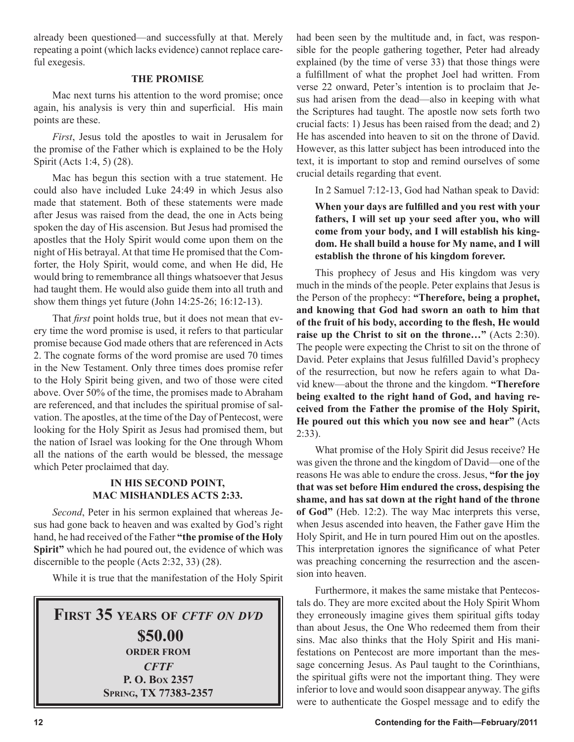already been questioned—and successfully at that. Merely repeating a point (which lacks evidence) cannot replace careful exegesis.

### THE PROMISE

Mac next turns his attention to the word promise; once again, his analysis is very thin and superficial. His main points are these.

*First*, Jesus told the apostles to wait in Jerusalem for the promise of the Father which is explained to be the Holy Spirit (Acts 1:4, 5) (28).

Mac has begun this section with a true statement. He could also have included Luke 24:49 in which Jesus also made that statement. Both of these statements were made after Jesus was raised from the dead, the one in Acts being spoken the day of His ascension. But Jesus had promised the apostles that the Holy Spirit would come upon them on the night of His betrayal. At that time He promised that the Comforter, the Holy Spirit, would come, and when He did, He would bring to remembrance all things whatsoever that Jesus had taught them. He would also guide them into all truth and show them things yet future (John 14:25-26; 16:12-13).

That *first* point holds true, but it does not mean that every time the word promise is used, it refers to that particular promise because God made others that are referenced in Acts 2. The cognate forms of the word promise are used 70 times in the New Testament. Only three times does promise refer to the Holy Spirit being given, and two of those were cited above. Over 50% of the time, the promises made to Abraham are referenced, and that includes the spiritual promise of salvation. The apostles, at the time of the Day of Pentecost, were looking for the Holy Spirit as Jesus had promised them, but the nation of Israel was looking for the One through Whom all the nations of the earth would be blessed, the message which Peter proclaimed that day.

### IN HIS SECOND POINT, MAC MISHANDLES ACTS 2:33.

*Second*, Peter in his sermon explained that whereas Jesus had gone back to heaven and was exalted by God's right hand, he had received of the Father **"the promise of the Holy Spirit"** which he had poured out, the evidence of which was discernible to the people (Acts 2:32, 33) (28).

While it is true that the manifestation of the Holy Spirit had been seen by the multitude and, in fact, was responsible for the people gathering together, Peter had already explained (by the time of verse 33) that those things were a fulfillment of what the prophet Joel had written. From verse 22 onward, Peter's intention is to proclaim that Jesus had arisen from the dead—also in keeping with what the Scriptures had taught. The apostle now sets forth two crucial facts: 1) Jesus has been raised from the dead; and 2) He has ascended into heaven to sit on the throne of David. However, as this latter subject has been introduced into the text, it is important to stop and remind ourselves of some crucial details regarding that event.

In 2 Samuel 7:12-13, God had Nathan speak to David:

> **When your days are fulfilled and you rest with your fathers, I will set up your seed after you, who will come from your body, and I will establish his kingdom. He shall build a house for My name, and I will establish the throne of his kingdom forever.**

This prophecy of Jesus and His kingdom was very much in the minds of the people. Peter explains that Jesus is the Person of the prophecy: **"Therefore, being a prophet, and knowing that God had sworn an oath to him that of the fruit of his body, according to the flesh, He would raise up the Christ to sit on the throne…"** (Acts 2:30). The people were expecting the Christ to sit on the throne of David. Peter explains that Jesus fulfilled David's prophecy of the resurrection, but now he refers again to what David knew—about the throne and the kingdom. **"Therefore being exalted to the right hand of God, and having received from the Father the promise of the Holy Spirit, He poured out this which you now see and hear"** (Acts 2:33).

What promise of the Holy Spirit did Jesus receive? He was given the throne and the kingdom of David—one of the reasons He was able to endure the cross. Jesus, **"for the joy that was set before Him endured the cross, despising the shame, and has sat down at the right hand of the throne of God"** (Heb. 12:2). The way Mac interprets this verse, when Jesus ascended into heaven, the Father gave Him the Holy Spirit, and He in turn poured Him out on the apostles. This interpretation ignores the significance of what Peter was preaching concerning the resurrection and the ascension into heaven.

Furthermore, it makes the same mistake that Pentecostals do. They are more excited about the Holy Spirit Whom they erroneously imagine gives them spiritual gifts today than about Jesus, the One Who redeemed them from their sins. Mac also thinks that the Holy Spirit and His manifestations on Pentecost are more important than the message concerning Jesus. As Paul taught to the Corinthians, the spiritual gifts were not the important thing. They were inferior to love and would soon disappear anyway. The gifts were to authenticate the Gospel message and to edify the

---

**FIRST 35 YEARS OF *CFTF ON DVD***
**$50.00**
**ORDER FROM**
***CFTF***
**P. O. BOX 2357**
**SPRING, TX 77383-2357**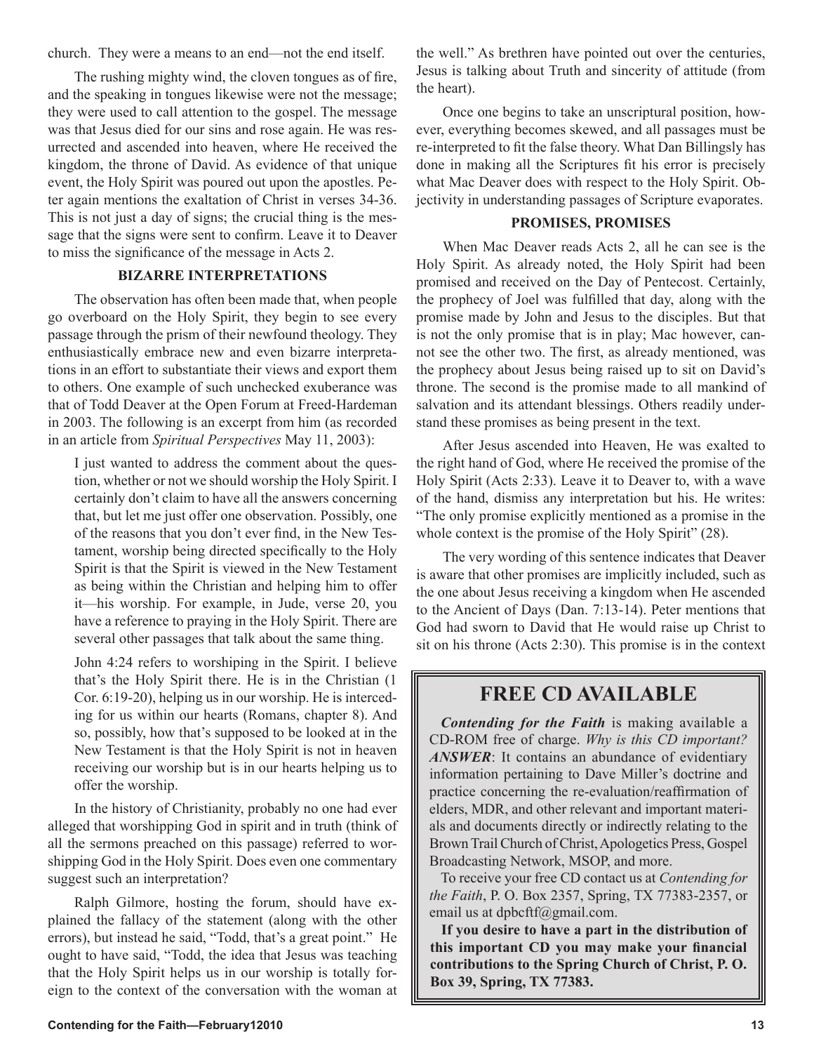church. They were a means to an end—not the end itself.

The rushing mighty wind, the cloven tongues as of fire, and the speaking in tongues likewise were not the message; they were used to call attention to the gospel. The message was that Jesus died for our sins and rose again. He was resurrected and ascended into heaven, where He received the kingdom, the throne of David. As evidence of that unique event, the Holy Spirit was poured out upon the apostles. Peter again mentions the exaltation of Christ in verses 34-36. This is not just a day of signs; the crucial thing is the message that the signs were sent to confirm. Leave it to Deaver to miss the significance of the message in Acts 2.

### BIZARRE INTERPRETATIONS

The observation has often been made that, when people go overboard on the Holy Spirit, they begin to see every passage through the prism of their newfound theology. They enthusiastically embrace new and even bizarre interpretations in an effort to substantiate their views and export them to others. One example of such unchecked exuberance was that of Todd Deaver at the Open Forum at Freed-Hardeman in 2003. The following is an excerpt from him (as recorded in an article from *Spiritual Perspectives* May 11, 2003):

> I just wanted to address the comment about the question, whether or not we should worship the Holy Spirit. I certainly don't claim to have all the answers concerning that, but let me just offer one observation. Possibly, one of the reasons that you don't ever find, in the New Testament, worship being directed specifically to the Holy Spirit is that the Spirit is viewed in the New Testament as being within the Christian and helping him to offer it—his worship. For example, in Jude, verse 20, you have a reference to praying in the Holy Spirit. There are several other passages that talk about the same thing.
>
> John 4:24 refers to worshiping in the Spirit. I believe that's the Holy Spirit there. He is in the Christian (1 Cor. 6:19-20), helping us in our worship. He is interceding for us within our hearts (Romans, chapter 8). And so, possibly, how that's supposed to be looked at in the New Testament is that the Holy Spirit is not in heaven receiving our worship but is in our hearts helping us to offer the worship.

In the history of Christianity, probably no one had ever alleged that worshipping God in spirit and in truth (think of all the sermons preached on this passage) referred to worshipping God in the Holy Spirit. Does even one commentary suggest such an interpretation?

Ralph Gilmore, hosting the forum, should have explained the fallacy of the statement (along with the other errors), but instead he said, "Todd, that's a great point." He ought to have said, "Todd, the idea that Jesus was teaching that the Holy Spirit helps us in our worship is totally foreign to the context of the conversation with the woman at the well." As brethren have pointed out over the centuries, Jesus is talking about Truth and sincerity of attitude (from the heart).

Once one begins to take an unscriptural position, however, everything becomes skewed, and all passages must be re-interpreted to fit the false theory. What Dan Billingsly has done in making all the Scriptures fit his error is precisely what Mac Deaver does with respect to the Holy Spirit. Objectivity in understanding passages of Scripture evaporates.

### PROMISES, PROMISES

When Mac Deaver reads Acts 2, all he can see is the Holy Spirit. As already noted, the Holy Spirit had been promised and received on the Day of Pentecost. Certainly, the prophecy of Joel was fulfilled that day, along with the promise made by John and Jesus to the disciples. But that is not the only promise that is in play; Mac however, cannot see the other two. The first, as already mentioned, was the prophecy about Jesus being raised up to sit on David's throne. The second is the promise made to all mankind of salvation and its attendant blessings. Others readily understand these promises as being present in the text.

After Jesus ascended into Heaven, He was exalted to the right hand of God, where He received the promise of the Holy Spirit (Acts 2:33). Leave it to Deaver to, with a wave of the hand, dismiss any interpretation but his. He writes: "The only promise explicitly mentioned as a promise in the whole context is the promise of the Holy Spirit" (28).

The very wording of this sentence indicates that Deaver is aware that other promises are implicitly included, such as the one about Jesus receiving a kingdom when He ascended to the Ancient of Days (Dan. 7:13-14). Peter mentions that God had sworn to David that He would raise up Christ to sit on his throne (Acts 2:30). This promise is in the context

## FREE CD AVAILABLE

***Contending for the Faith*** is making available a CD-ROM free of charge. *Why is this CD important?* ***ANSWER***: It contains an abundance of evidentiary information pertaining to Dave Miller's doctrine and practice concerning the re-evaluation/reaffirmation of elders, MDR, and other relevant and important materials and documents directly or indirectly relating to the Brown Trail Church of Christ, Apologetics Press, Gospel Broadcasting Network, MSOP, and more.

To receive your free CD contact us at *Contending for the Faith*, P. O. Box 2357, Spring, TX 77383-2357, or email us at dpbcftf@gmail.com.

**If you desire to have a part in the distribution of this important CD you may make your financial contributions to the Spring Church of Christ, P. O. Box 39, Spring, TX 77383.**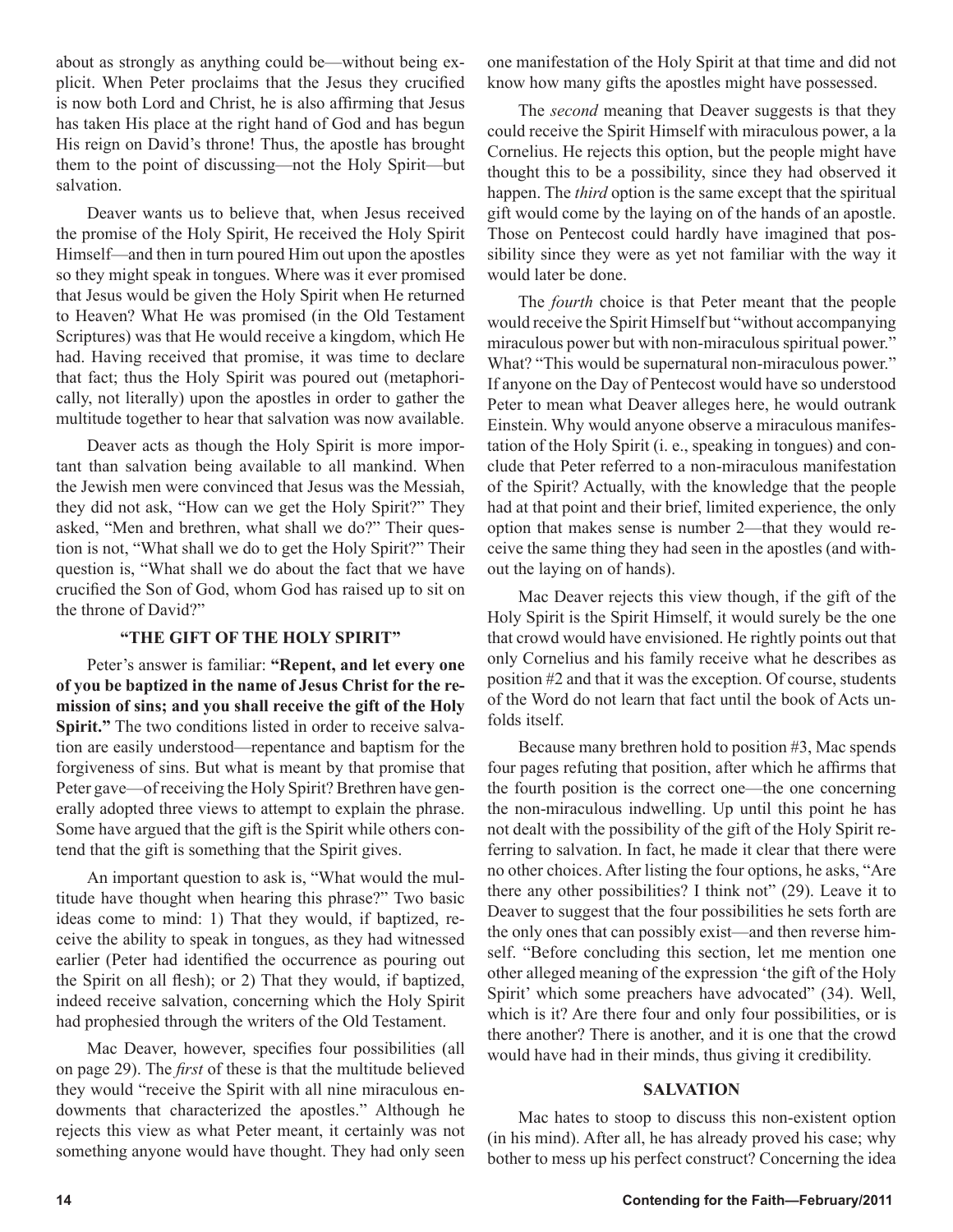about as strongly as anything could be—without being explicit. When Peter proclaims that the Jesus they crucified is now both Lord and Christ, he is also affirming that Jesus has taken His place at the right hand of God and has begun His reign on David's throne! Thus, the apostle has brought them to the point of discussing—not the Holy Spirit—but salvation.

Deaver wants us to believe that, when Jesus received the promise of the Holy Spirit, He received the Holy Spirit Himself—and then in turn poured Him out upon the apostles so they might speak in tongues. Where was it ever promised that Jesus would be given the Holy Spirit when He returned to Heaven? What He was promised (in the Old Testament Scriptures) was that He would receive a kingdom, which He had. Having received that promise, it was time to declare that fact; thus the Holy Spirit was poured out (metaphorically, not literally) upon the apostles in order to gather the multitude together to hear that salvation was now available.

Deaver acts as though the Holy Spirit is more important than salvation being available to all mankind. When the Jewish men were convinced that Jesus was the Messiah, they did not ask, "How can we get the Holy Spirit?" They asked, "Men and brethren, what shall we do?" Their question is not, "What shall we do to get the Holy Spirit?" Their question is, "What shall we do about the fact that we have crucified the Son of God, whom God has raised up to sit on the throne of David?"

## "THE GIFT OF THE HOLY SPIRIT"

Peter's answer is familiar: **"Repent, and let every one of you be baptized in the name of Jesus Christ for the remission of sins; and you shall receive the gift of the Holy Spirit."** The two conditions listed in order to receive salvation are easily understood—repentance and baptism for the forgiveness of sins. But what is meant by that promise that Peter gave—of receiving the Holy Spirit? Brethren have generally adopted three views to attempt to explain the phrase. Some have argued that the gift is the Spirit while others contend that the gift is something that the Spirit gives.

An important question to ask is, "What would the multitude have thought when hearing this phrase?" Two basic ideas come to mind: 1) That they would, if baptized, receive the ability to speak in tongues, as they had witnessed earlier (Peter had identified the occurrence as pouring out the Spirit on all flesh); or 2) That they would, if baptized, indeed receive salvation, concerning which the Holy Spirit had prophesied through the writers of the Old Testament.

Mac Deaver, however, specifies four possibilities (all on page 29). The *first* of these is that the multitude believed they would "receive the Spirit with all nine miraculous endowments that characterized the apostles." Although he rejects this view as what Peter meant, it certainly was not something anyone would have thought. They had only seen one manifestation of the Holy Spirit at that time and did not know how many gifts the apostles might have possessed.

The *second* meaning that Deaver suggests is that they could receive the Spirit Himself with miraculous power, a la Cornelius. He rejects this option, but the people might have thought this to be a possibility, since they had observed it happen. The *third* option is the same except that the spiritual gift would come by the laying on of the hands of an apostle. Those on Pentecost could hardly have imagined that possibility since they were as yet not familiar with the way it would later be done.

The *fourth* choice is that Peter meant that the people would receive the Spirit Himself but "without accompanying miraculous power but with non-miraculous spiritual power." What? "This would be supernatural non-miraculous power." If anyone on the Day of Pentecost would have so understood Peter to mean what Deaver alleges here, he would outrank Einstein. Why would anyone observe a miraculous manifestation of the Holy Spirit (i. e., speaking in tongues) and conclude that Peter referred to a non-miraculous manifestation of the Spirit? Actually, with the knowledge that the people had at that point and their brief, limited experience, the only option that makes sense is number 2—that they would receive the same thing they had seen in the apostles (and without the laying on of hands).

Mac Deaver rejects this view though, if the gift of the Holy Spirit is the Spirit Himself, it would surely be the one that crowd would have envisioned. He rightly points out that only Cornelius and his family receive what he describes as position #2 and that it was the exception. Of course, students of the Word do not learn that fact until the book of Acts unfolds itself.

Because many brethren hold to position #3, Mac spends four pages refuting that position, after which he affirms that the fourth position is the correct one—the one concerning the non-miraculous indwelling. Up until this point he has not dealt with the possibility of the gift of the Holy Spirit referring to salvation. In fact, he made it clear that there were no other choices. After listing the four options, he asks, "Are there any other possibilities? I think not" (29). Leave it to Deaver to suggest that the four possibilities he sets forth are the only ones that can possibly exist—and then reverse himself. "Before concluding this section, let me mention one other alleged meaning of the expression 'the gift of the Holy Spirit' which some preachers have advocated" (34). Well, which is it? Are there four and only four possibilities, or is there another? There is another, and it is one that the crowd would have had in their minds, thus giving it credibility.

## SALVATION

Mac hates to stoop to discuss this non-existent option (in his mind). After all, he has already proved his case; why bother to mess up his perfect construct? Concerning the idea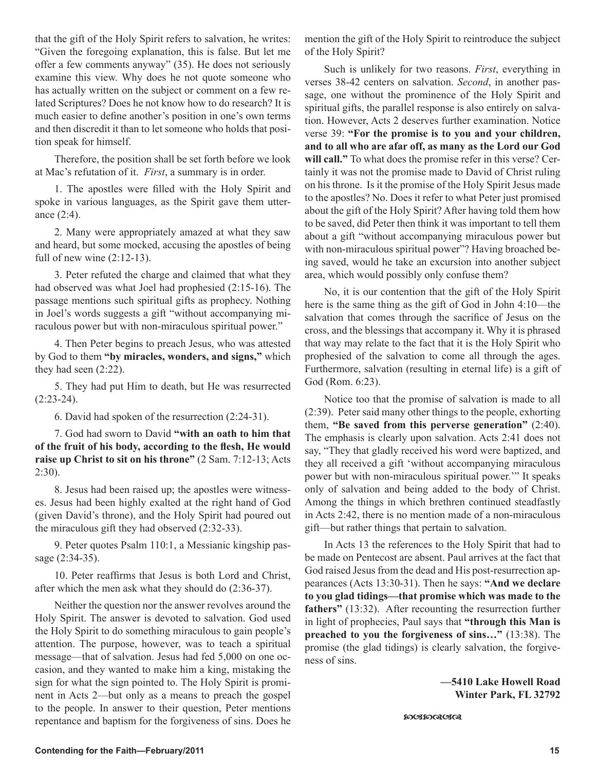that the gift of the Holy Spirit refers to salvation, he writes: "Given the foregoing explanation, this is false. But let me offer a few comments anyway" (35). He does not seriously examine this view. Why does he not quote someone who has actually written on the subject or comment on a few related Scriptures? Does he not know how to do research? It is much easier to define another's position in one's own terms and then discredit it than to let someone who holds that position speak for himself.

Therefore, the position shall be set forth before we look at Mac's refutation of it. *First*, a summary is in order.

1. The apostles were filled with the Holy Spirit and spoke in various languages, as the Spirit gave them utterance (2:4).

2. Many were appropriately amazed at what they saw and heard, but some mocked, accusing the apostles of being full of new wine (2:12-13).

3. Peter refuted the charge and claimed that what they had observed was what Joel had prophesied (2:15-16). The passage mentions such spiritual gifts as prophecy. Nothing in Joel's words suggests a gift "without accompanying miraculous power but with non-miraculous spiritual power."

4. Then Peter begins to preach Jesus, who was attested by God to them **"by miracles, wonders, and signs,"** which they had seen (2:22).

5. They had put Him to death, but He was resurrected (2:23-24).

6. David had spoken of the resurrection (2:24-31).

7. God had sworn to David **"with an oath to him that of the fruit of his body, according to the flesh, He would raise up Christ to sit on his throne"** (2 Sam. 7:12-13; Acts 2:30).

8. Jesus had been raised up; the apostles were witnesses. Jesus had been highly exalted at the right hand of God (given David's throne), and the Holy Spirit had poured out the miraculous gift they had observed (2:32-33).

9. Peter quotes Psalm 110:1, a Messianic kingship passage (2:34-35).

10. Peter reaffirms that Jesus is both Lord and Christ, after which the men ask what they should do (2:36-37).

Neither the question nor the answer revolves around the Holy Spirit. The answer is devoted to salvation. God used the Holy Spirit to do something miraculous to gain people's attention. The purpose, however, was to teach a spiritual message—that of salvation. Jesus had fed 5,000 on one occasion, and they wanted to make him a king, mistaking the sign for what the sign pointed to. The Holy Spirit is prominent in Acts 2—but only as a means to preach the gospel to the people. In answer to their question, Peter mentions repentance and baptism for the forgiveness of sins. Does he mention the gift of the Holy Spirit to reintroduce the subject of the Holy Spirit?

Such is unlikely for two reasons. *First*, everything in verses 38-42 centers on salvation. *Second*, in another passage, one without the prominence of the Holy Spirit and spiritual gifts, the parallel response is also entirely on salvation. However, Acts 2 deserves further examination. Notice verse 39: **"For the promise is to you and your children, and to all who are afar off, as many as the Lord our God will call."** To what does the promise refer in this verse? Certainly it was not the promise made to David of Christ ruling on his throne. Is it the promise of the Holy Spirit Jesus made to the apostles? No. Does it refer to what Peter just promised about the gift of the Holy Spirit? After having told them how to be saved, did Peter then think it was important to tell them about a gift "without accompanying miraculous power but with non-miraculous spiritual power"? Having broached being saved, would he take an excursion into another subject area, which would possibly only confuse them?

No, it is our contention that the gift of the Holy Spirit here is the same thing as the gift of God in John 4:10—the salvation that comes through the sacrifice of Jesus on the cross, and the blessings that accompany it. Why it is phrased that way may relate to the fact that it is the Holy Spirit who prophesied of the salvation to come all through the ages. Furthermore, salvation (resulting in eternal life) is a gift of God (Rom. 6:23).

Notice too that the promise of salvation is made to all (2:39). Peter said many other things to the people, exhorting them, **"Be saved from this perverse generation"** (2:40). The emphasis is clearly upon salvation. Acts 2:41 does not say, "They that gladly received his word were baptized, and they all received a gift 'without accompanying miraculous power but with non-miraculous spiritual power.'" It speaks only of salvation and being added to the body of Christ. Among the things in which brethren continued steadfastly in Acts 2:42, there is no mention made of a non-miraculous gift—but rather things that pertain to salvation.

In Acts 13 the references to the Holy Spirit that had to be made on Pentecost are absent. Paul arrives at the fact that God raised Jesus from the dead and His post-resurrection appearances (Acts 13:30-31). Then he says: **"And we declare to you glad tidings—that promise which was made to the fathers"** (13:32). After recounting the resurrection further in light of prophecies, Paul says that **"through this Man is preached to you the forgiveness of sins…"** (13:38). The promise (the glad tidings) is clearly salvation, the forgiveness of sins.

**—5410 Lake Howell Road**
**Winter Park, FL 32792**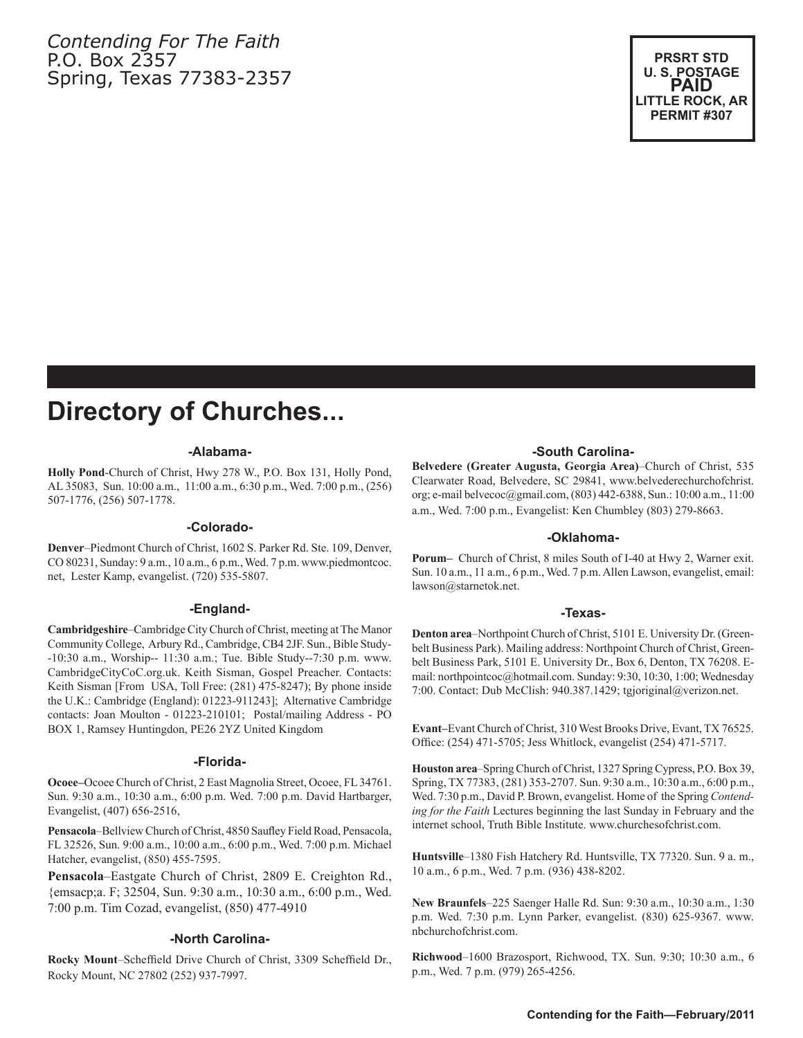*Contending For The Faith*
P.O. Box 2357
Spring, Texas 77383-2357

PRSRT STD
U. S. POSTAGE
**PAID**
LITTLE ROCK, AR
PERMIT #307

# Directory of Churches...

### -Alabama-

**Holly Pond**-Church of Christ, Hwy 278 W., P.O. Box 131, Holly Pond, AL 35083, Sun. 10:00 a.m., 11:00 a.m., 6:30 p.m., Wed. 7:00 p.m., (256) 507-1776, (256) 507-1778.

### -Colorado-

**Denver**–Piedmont Church of Christ, 1602 S. Parker Rd. Ste. 109, Denver, CO 80231, Sunday: 9 a.m., 10 a.m., 6 p.m., Wed. 7 p.m. www.piedmontcoc.net, Lester Kamp, evangelist. (720) 535-5807.

### -England-

**Cambridgeshire**–Cambridge City Church of Christ, meeting at The Manor Community College, Arbury Rd., Cambridge, CB4 2JF. Sun., Bible Study--10:30 a.m., Worship-- 11:30 a.m.; Tue. Bible Study--7:30 p.m. www.CambridgeCityCoC.org.uk. Keith Sisman, Gospel Preacher. Contacts: Keith Sisman [From USA, Toll Free: (281) 475-8247); By phone inside the U.K.: Cambridge (England): 01223-911243]; Alternative Cambridge contacts: Joan Moulton - 01223-210101; Postal/mailing Address - PO BOX 1, Ramsey Huntingdon, PE26 2YZ United Kingdom

### -Florida-

**Ocoee–**Ocoee Church of Christ, 2 East Magnolia Street, Ocoee, FL 34761. Sun. 9:30 a.m., 10:30 a.m., 6:00 p.m. Wed. 7:00 p.m. David Hartbarger, Evangelist, (407) 656-2516,

**Pensacola**–Bellview Church of Christ, 4850 Saufley Field Road, Pensacola, FL 32526, Sun. 9:00 a.m., 10:00 a.m., 6:00 p.m., Wed. 7:00 p.m. Michael Hatcher, evangelist, (850) 455-7595.

**Pensacola**–Eastgate Church of Christ, 2809 E. Creighton Rd., {emsacp;a. F; 32504, Sun. 9:30 a.m., 10:30 a.m., 6:00 p.m., Wed. 7:00 p.m. Tim Cozad, evangelist, (850) 477-4910

### -North Carolina-

**Rocky Mount**–Scheffield Drive Church of Christ, 3309 Scheffield Dr., Rocky Mount, NC 27802 (252) 937-7997.

### -South Carolina-

**Belvedere (Greater Augusta, Georgia Area)**–Church of Christ, 535 Clearwater Road, Belvedere, SC 29841, www.belvederechurchofchrist.org; e-mail belvecoc@gmail.com, (803) 442-6388, Sun.: 10:00 a.m., 11:00 a.m., Wed. 7:00 p.m., Evangelist: Ken Chumbley (803) 279-8663.

### -Oklahoma-

**Porum–** Church of Christ, 8 miles South of I-40 at Hwy 2, Warner exit. Sun. 10 a.m., 11 a.m., 6 p.m., Wed. 7 p.m. Allen Lawson, evangelist, email: lawson@starnetok.net.

### -Texas-

**Denton area**–Northpoint Church of Christ, 5101 E. University Dr. (Greenbelt Business Park). Mailing address: Northpoint Church of Christ, Greenbelt Business Park, 5101 E. University Dr., Box 6, Denton, TX 76208. E-mail: northpointcoc@hotmail.com. Sunday: 9:30, 10:30, 1:00; Wednesday 7:00. Contact: Dub McClish: 940.387.1429; tgjoriginal@verizon.net.

**Evant–**Evant Church of Christ, 310 West Brooks Drive, Evant, TX 76525. Office: (254) 471-5705; Jess Whitlock, evangelist (254) 471-5717.

**Houston area**–Spring Church of Christ, 1327 Spring Cypress, P.O. Box 39, Spring, TX 77383, (281) 353-2707. Sun. 9:30 a.m., 10:30 a.m., 6:00 p.m., Wed. 7:30 p.m., David P. Brown, evangelist. Home of the Spring *Contending for the Faith* Lectures beginning the last Sunday in February and the internet school, Truth Bible Institute. www.churchesofchrist.com.

**Huntsville**–1380 Fish Hatchery Rd. Huntsville, TX 77320. Sun. 9 a. m., 10 a.m., 6 p.m., Wed. 7 p.m. (936) 438-8202.

**New Braunfels**–225 Saenger Halle Rd. Sun: 9:30 a.m., 10:30 a.m., 1:30 p.m. Wed. 7:30 p.m. Lynn Parker, evangelist. (830) 625-9367. www.nbchurchofchrist.com.

**Richwood**–1600 Brazosport, Richwood, TX. Sun. 9:30; 10:30 a.m., 6 p.m., Wed. 7 p.m. (979) 265-4256.